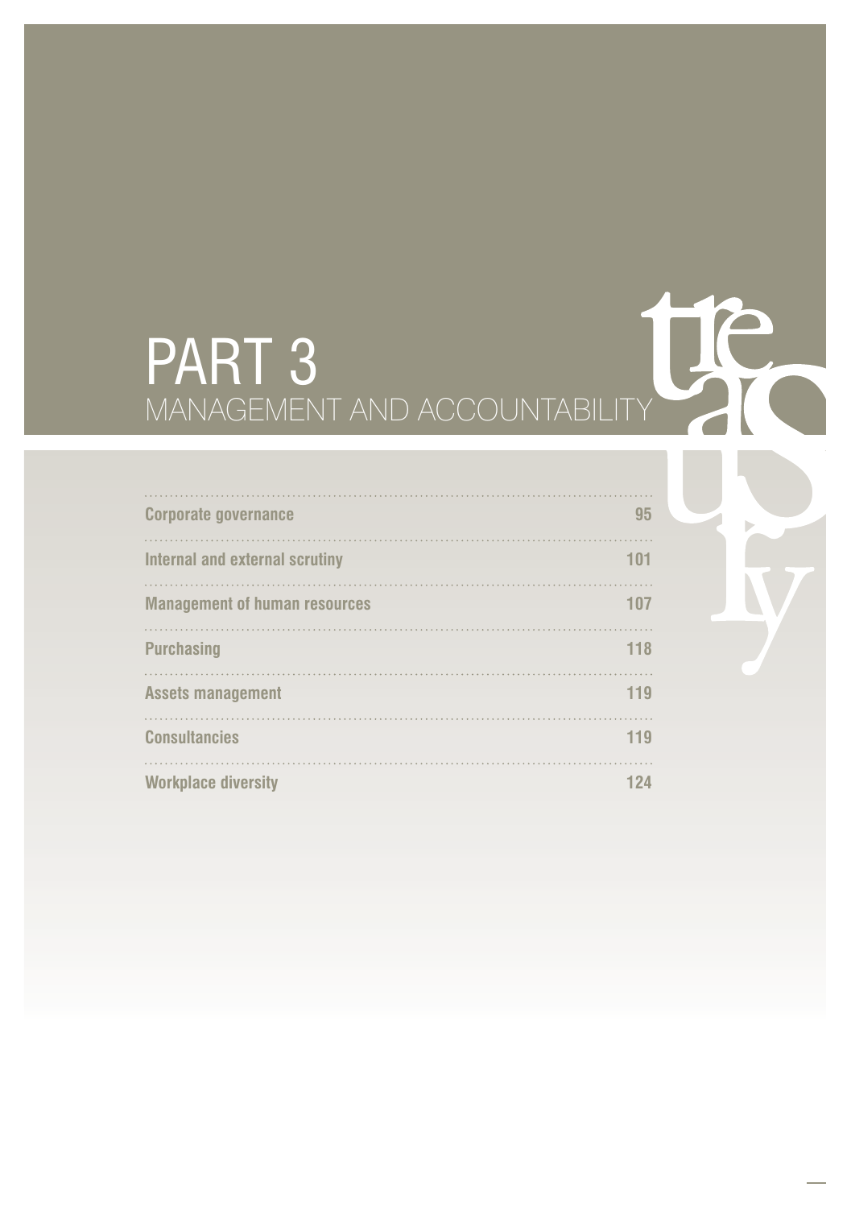# PART 3
## MANAGEMENT AND ACCOUNTABILITY

| | |
|---|---|
| Corporate governance | 95 |
| Internal and external scrutiny | 101 |
| Management of human resources | 107 |
| Purchasing | 118 |
| Assets management | 119 |
| Consultancies | 119 |
| Workplace diversity | 124 |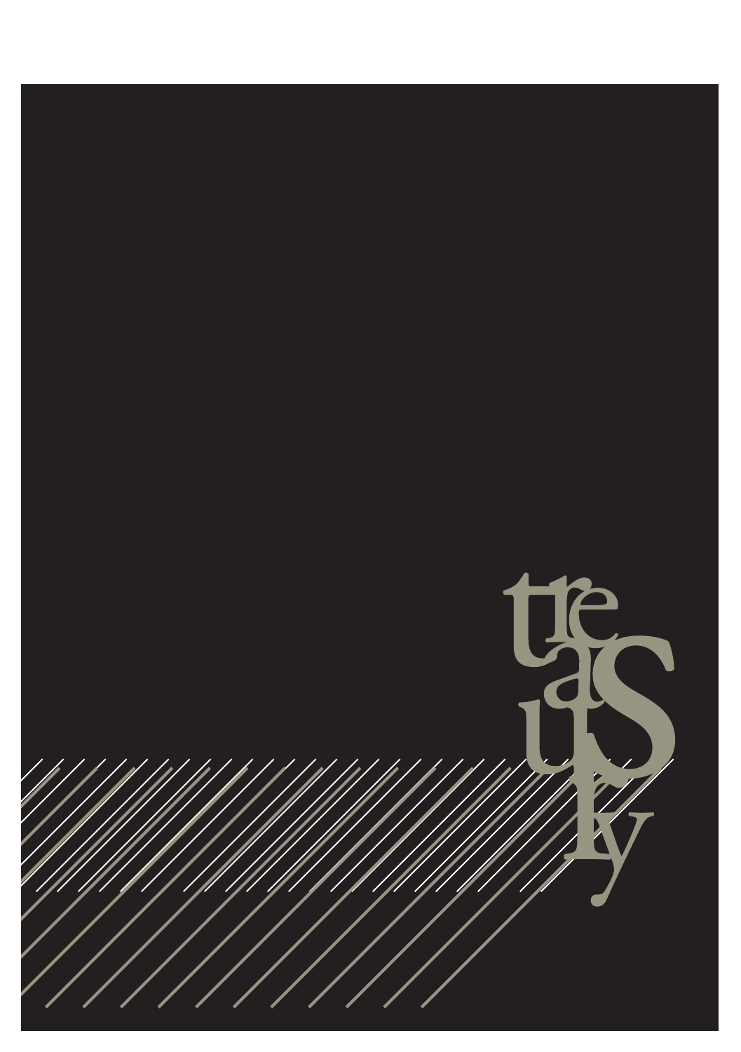treasury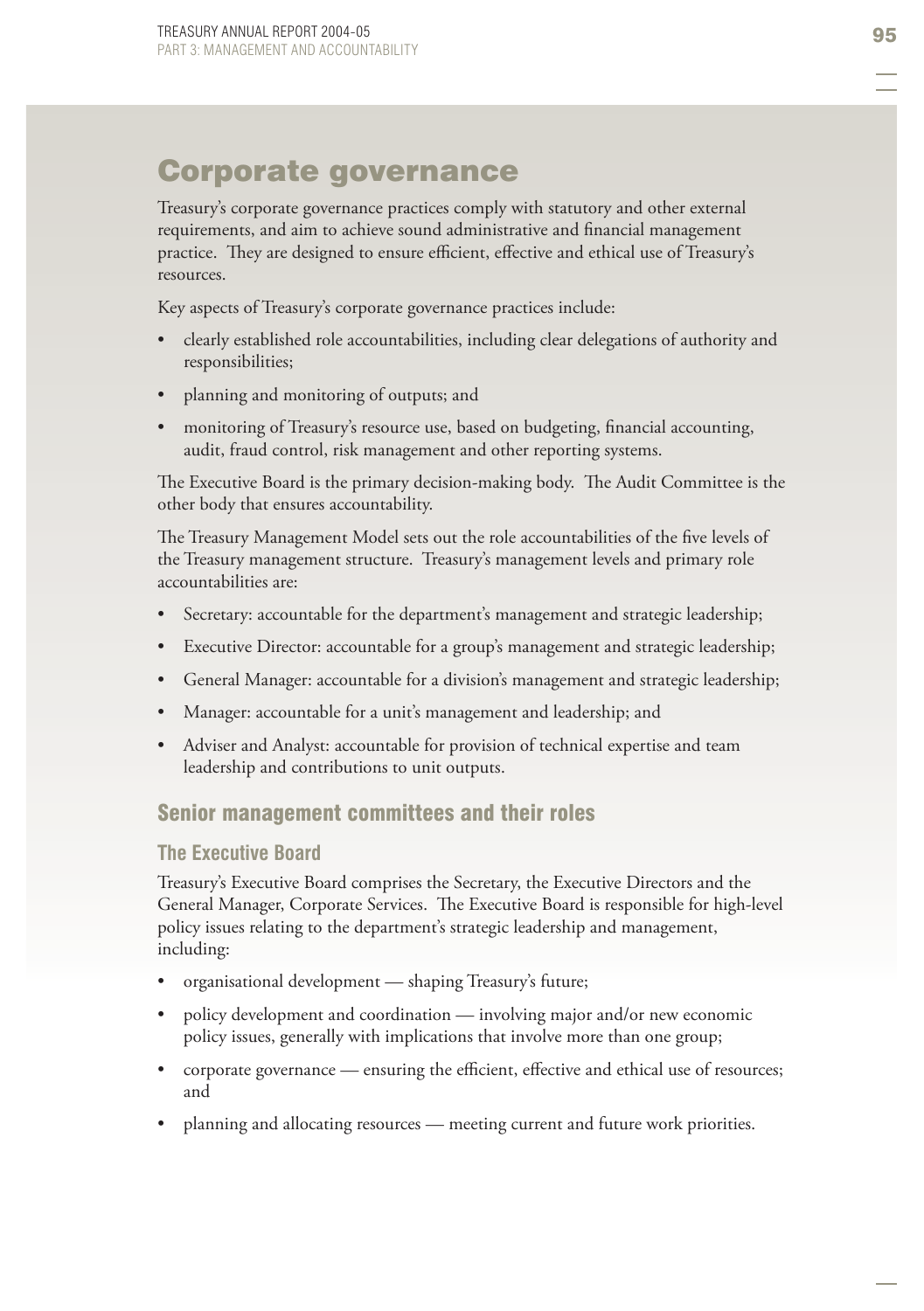# Corporate governance

Treasury's corporate governance practices comply with statutory and other external requirements, and aim to achieve sound administrative and financial management practice. They are designed to ensure efficient, effective and ethical use of Treasury's resources.

Key aspects of Treasury's corporate governance practices include:

- clearly established role accountabilities, including clear delegations of authority and responsibilities;
- planning and monitoring of outputs; and
- monitoring of Treasury's resource use, based on budgeting, financial accounting, audit, fraud control, risk management and other reporting systems.

The Executive Board is the primary decision-making body. The Audit Committee is the other body that ensures accountability.

The Treasury Management Model sets out the role accountabilities of the five levels of the Treasury management structure. Treasury's management levels and primary role accountabilities are:

- Secretary: accountable for the department's management and strategic leadership;
- Executive Director: accountable for a group's management and strategic leadership;
- General Manager: accountable for a division's management and strategic leadership;
- Manager: accountable for a unit's management and leadership; and
- Adviser and Analyst: accountable for provision of technical expertise and team leadership and contributions to unit outputs.

## Senior management committees and their roles

### The Executive Board

Treasury's Executive Board comprises the Secretary, the Executive Directors and the General Manager, Corporate Services. The Executive Board is responsible for high-level policy issues relating to the department's strategic leadership and management, including:

- organisational development — shaping Treasury's future;
- policy development and coordination — involving major and/or new economic policy issues, generally with implications that involve more than one group;
- corporate governance — ensuring the efficient, effective and ethical use of resources; and
- planning and allocating resources — meeting current and future work priorities.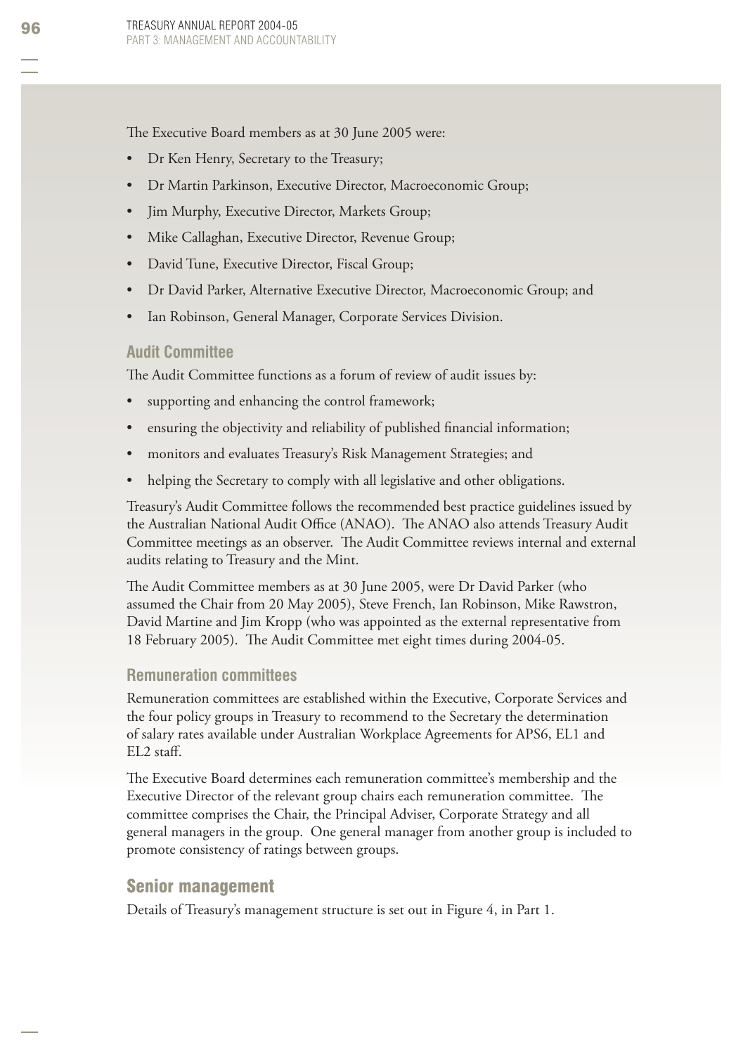The Executive Board members as at 30 June 2005 were:

- Dr Ken Henry, Secretary to the Treasury;
- Dr Martin Parkinson, Executive Director, Macroeconomic Group;
- Jim Murphy, Executive Director, Markets Group;
- Mike Callaghan, Executive Director, Revenue Group;
- David Tune, Executive Director, Fiscal Group;
- Dr David Parker, Alternative Executive Director, Macroeconomic Group; and
- Ian Robinson, General Manager, Corporate Services Division.

### Audit Committee

The Audit Committee functions as a forum of review of audit issues by:

- supporting and enhancing the control framework;
- ensuring the objectivity and reliability of published financial information;
- monitors and evaluates Treasury's Risk Management Strategies; and
- helping the Secretary to comply with all legislative and other obligations.

Treasury's Audit Committee follows the recommended best practice guidelines issued by the Australian National Audit Office (ANAO). The ANAO also attends Treasury Audit Committee meetings as an observer. The Audit Committee reviews internal and external audits relating to Treasury and the Mint.

The Audit Committee members as at 30 June 2005, were Dr David Parker (who assumed the Chair from 20 May 2005), Steve French, Ian Robinson, Mike Rawstron, David Martine and Jim Kropp (who was appointed as the external representative from 18 February 2005). The Audit Committee met eight times during 2004-05.

### Remuneration committees

Remuneration committees are established within the Executive, Corporate Services and the four policy groups in Treasury to recommend to the Secretary the determination of salary rates available under Australian Workplace Agreements for APS6, EL1 and EL2 staff.

The Executive Board determines each remuneration committee's membership and the Executive Director of the relevant group chairs each remuneration committee. The committee comprises the Chair, the Principal Adviser, Corporate Strategy and all general managers in the group. One general manager from another group is included to promote consistency of ratings between groups.

## Senior management

Details of Treasury's management structure is set out in Figure 4, in Part 1.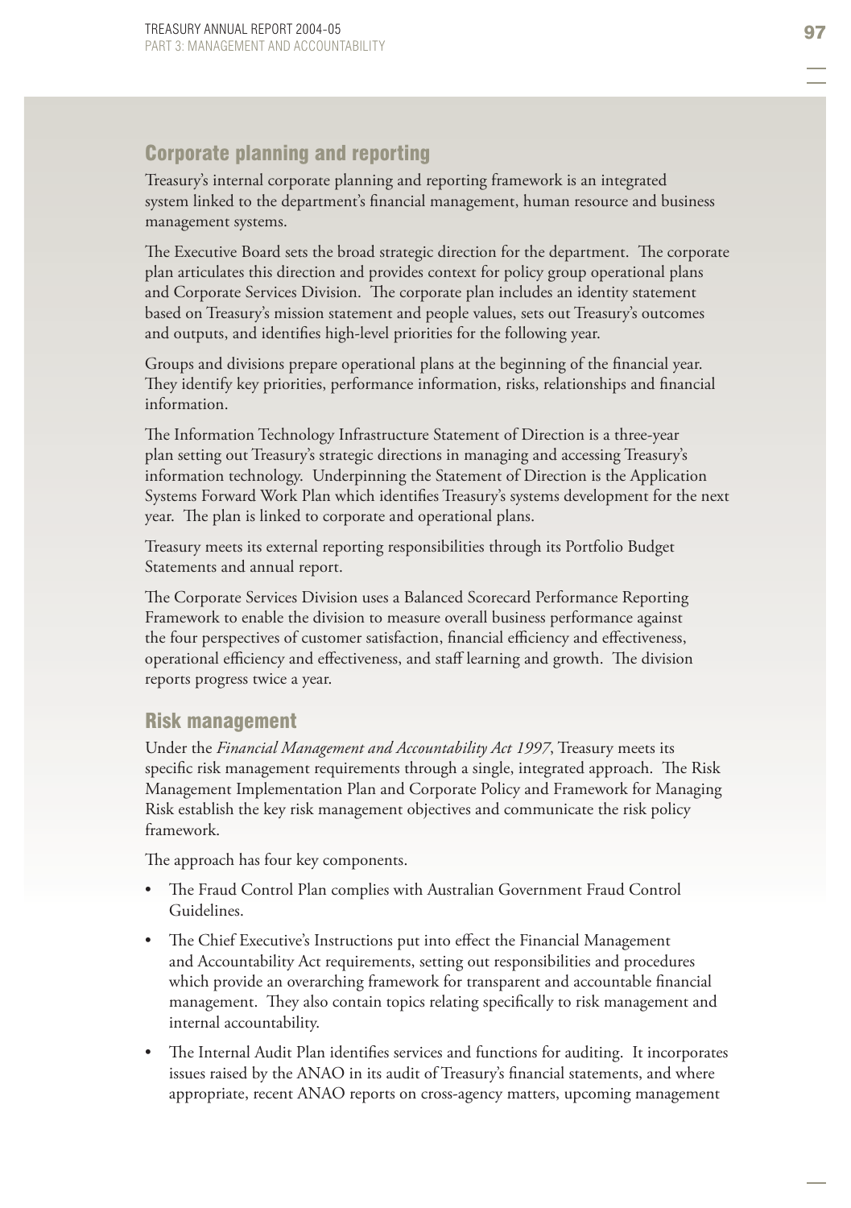## Corporate planning and reporting

Treasury's internal corporate planning and reporting framework is an integrated system linked to the department's financial management, human resource and business management systems.

The Executive Board sets the broad strategic direction for the department. The corporate plan articulates this direction and provides context for policy group operational plans and Corporate Services Division. The corporate plan includes an identity statement based on Treasury's mission statement and people values, sets out Treasury's outcomes and outputs, and identifies high-level priorities for the following year.

Groups and divisions prepare operational plans at the beginning of the financial year. They identify key priorities, performance information, risks, relationships and financial information.

The Information Technology Infrastructure Statement of Direction is a three-year plan setting out Treasury's strategic directions in managing and accessing Treasury's information technology. Underpinning the Statement of Direction is the Application Systems Forward Work Plan which identifies Treasury's systems development for the next year. The plan is linked to corporate and operational plans.

Treasury meets its external reporting responsibilities through its Portfolio Budget Statements and annual report.

The Corporate Services Division uses a Balanced Scorecard Performance Reporting Framework to enable the division to measure overall business performance against the four perspectives of customer satisfaction, financial efficiency and effectiveness, operational efficiency and effectiveness, and staff learning and growth. The division reports progress twice a year.

## Risk management

Under the *Financial Management and Accountability Act 1997*, Treasury meets its specific risk management requirements through a single, integrated approach. The Risk Management Implementation Plan and Corporate Policy and Framework for Managing Risk establish the key risk management objectives and communicate the risk policy framework.

The approach has four key components.

- The Fraud Control Plan complies with Australian Government Fraud Control Guidelines.
- The Chief Executive's Instructions put into effect the Financial Management and Accountability Act requirements, setting out responsibilities and procedures which provide an overarching framework for transparent and accountable financial management. They also contain topics relating specifically to risk management and internal accountability.
- The Internal Audit Plan identifies services and functions for auditing. It incorporates issues raised by the ANAO in its audit of Treasury's financial statements, and where appropriate, recent ANAO reports on cross-agency matters, upcoming management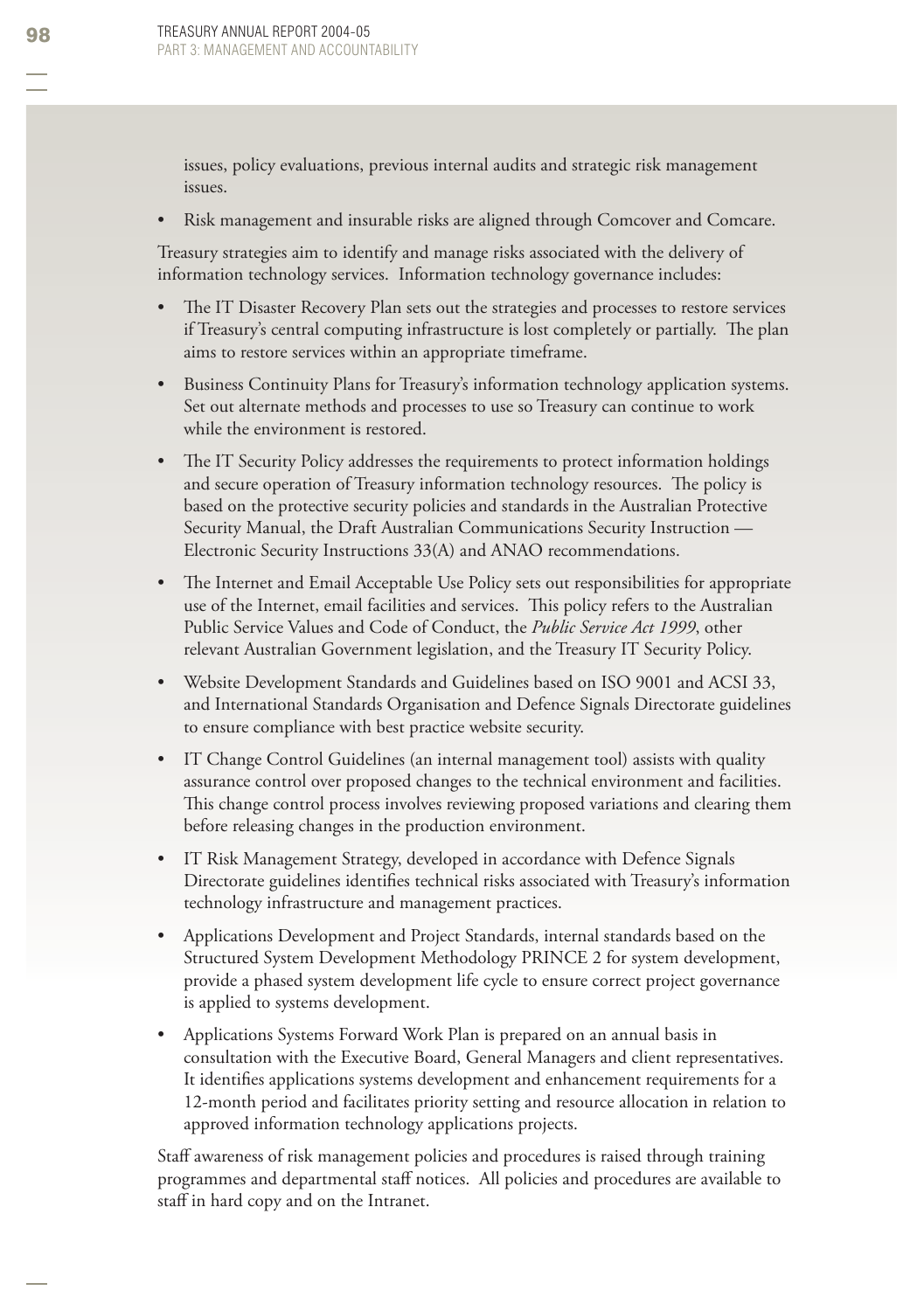issues, policy evaluations, previous internal audits and strategic risk management issues.

- Risk management and insurable risks are aligned through Comcover and Comcare.

Treasury strategies aim to identify and manage risks associated with the delivery of information technology services. Information technology governance includes:

- The IT Disaster Recovery Plan sets out the strategies and processes to restore services if Treasury's central computing infrastructure is lost completely or partially. The plan aims to restore services within an appropriate timeframe.
- Business Continuity Plans for Treasury's information technology application systems. Set out alternate methods and processes to use so Treasury can continue to work while the environment is restored.
- The IT Security Policy addresses the requirements to protect information holdings and secure operation of Treasury information technology resources. The policy is based on the protective security policies and standards in the Australian Protective Security Manual, the Draft Australian Communications Security Instruction — Electronic Security Instructions 33(A) and ANAO recommendations.
- The Internet and Email Acceptable Use Policy sets out responsibilities for appropriate use of the Internet, email facilities and services. This policy refers to the Australian Public Service Values and Code of Conduct, the *Public Service Act 1999*, other relevant Australian Government legislation, and the Treasury IT Security Policy.
- Website Development Standards and Guidelines based on ISO 9001 and ACSI 33, and International Standards Organisation and Defence Signals Directorate guidelines to ensure compliance with best practice website security.
- IT Change Control Guidelines (an internal management tool) assists with quality assurance control over proposed changes to the technical environment and facilities. This change control process involves reviewing proposed variations and clearing them before releasing changes in the production environment.
- IT Risk Management Strategy, developed in accordance with Defence Signals Directorate guidelines identifies technical risks associated with Treasury's information technology infrastructure and management practices.
- Applications Development and Project Standards, internal standards based on the Structured System Development Methodology PRINCE 2 for system development, provide a phased system development life cycle to ensure correct project governance is applied to systems development.
- Applications Systems Forward Work Plan is prepared on an annual basis in consultation with the Executive Board, General Managers and client representatives. It identifies applications systems development and enhancement requirements for a 12-month period and facilitates priority setting and resource allocation in relation to approved information technology applications projects.

Staff awareness of risk management policies and procedures is raised through training programmes and departmental staff notices. All policies and procedures are available to staff in hard copy and on the Intranet.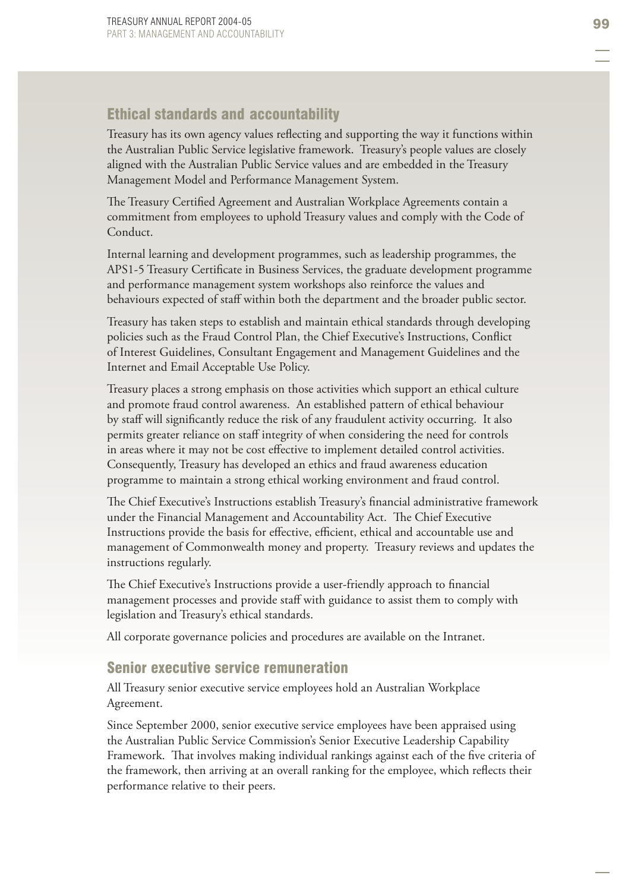## Ethical standards and accountability

Treasury has its own agency values reflecting and supporting the way it functions within the Australian Public Service legislative framework. Treasury's people values are closely aligned with the Australian Public Service values and are embedded in the Treasury Management Model and Performance Management System.

The Treasury Certified Agreement and Australian Workplace Agreements contain a commitment from employees to uphold Treasury values and comply with the Code of Conduct.

Internal learning and development programmes, such as leadership programmes, the APS1-5 Treasury Certificate in Business Services, the graduate development programme and performance management system workshops also reinforce the values and behaviours expected of staff within both the department and the broader public sector.

Treasury has taken steps to establish and maintain ethical standards through developing policies such as the Fraud Control Plan, the Chief Executive's Instructions, Conflict of Interest Guidelines, Consultant Engagement and Management Guidelines and the Internet and Email Acceptable Use Policy.

Treasury places a strong emphasis on those activities which support an ethical culture and promote fraud control awareness. An established pattern of ethical behaviour by staff will significantly reduce the risk of any fraudulent activity occurring. It also permits greater reliance on staff integrity of when considering the need for controls in areas where it may not be cost effective to implement detailed control activities. Consequently, Treasury has developed an ethics and fraud awareness education programme to maintain a strong ethical working environment and fraud control.

The Chief Executive's Instructions establish Treasury's financial administrative framework under the Financial Management and Accountability Act. The Chief Executive Instructions provide the basis for effective, efficient, ethical and accountable use and management of Commonwealth money and property. Treasury reviews and updates the instructions regularly.

The Chief Executive's Instructions provide a user-friendly approach to financial management processes and provide staff with guidance to assist them to comply with legislation and Treasury's ethical standards.

All corporate governance policies and procedures are available on the Intranet.

## Senior executive service remuneration

All Treasury senior executive service employees hold an Australian Workplace Agreement.

Since September 2000, senior executive service employees have been appraised using the Australian Public Service Commission's Senior Executive Leadership Capability Framework. That involves making individual rankings against each of the five criteria of the framework, then arriving at an overall ranking for the employee, which reflects their performance relative to their peers.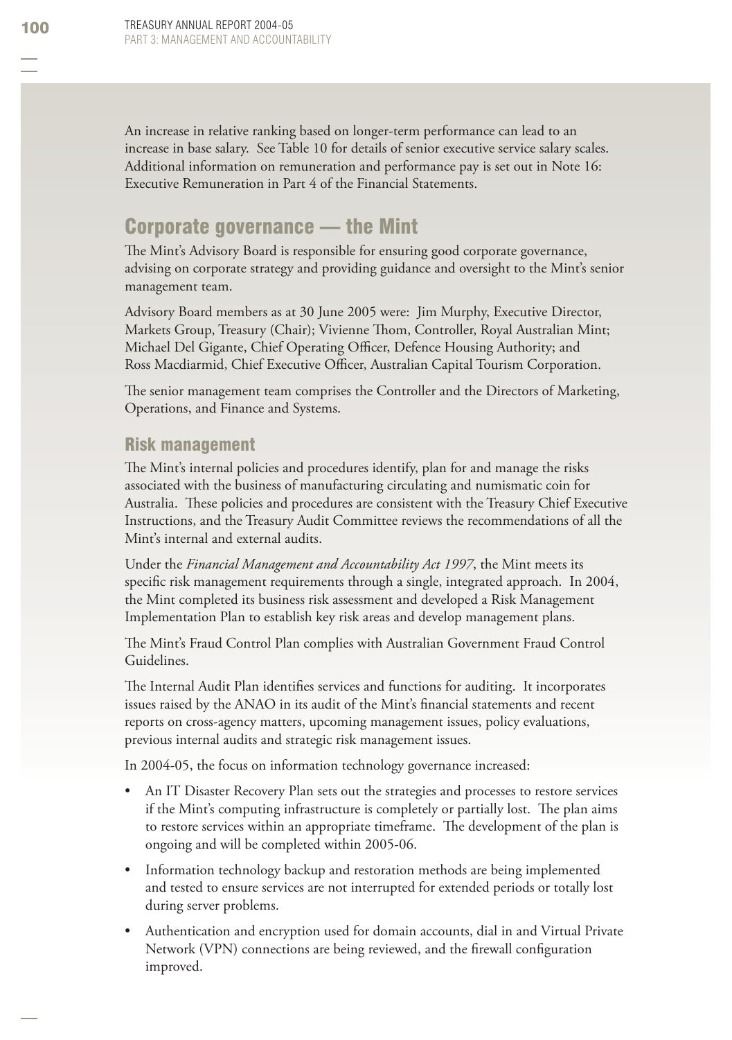An increase in relative ranking based on longer-term performance can lead to an increase in base salary. See Table 10 for details of senior executive service salary scales. Additional information on remuneration and performance pay is set out in Note 16: Executive Remuneration in Part 4 of the Financial Statements.

## Corporate governance — the Mint

The Mint's Advisory Board is responsible for ensuring good corporate governance, advising on corporate strategy and providing guidance and oversight to the Mint's senior management team.

Advisory Board members as at 30 June 2005 were: Jim Murphy, Executive Director, Markets Group, Treasury (Chair); Vivienne Thom, Controller, Royal Australian Mint; Michael Del Gigante, Chief Operating Officer, Defence Housing Authority; and Ross Macdiarmid, Chief Executive Officer, Australian Capital Tourism Corporation.

The senior management team comprises the Controller and the Directors of Marketing, Operations, and Finance and Systems.

### Risk management

The Mint's internal policies and procedures identify, plan for and manage the risks associated with the business of manufacturing circulating and numismatic coin for Australia. These policies and procedures are consistent with the Treasury Chief Executive Instructions, and the Treasury Audit Committee reviews the recommendations of all the Mint's internal and external audits.

Under the *Financial Management and Accountability Act 1997*, the Mint meets its specific risk management requirements through a single, integrated approach. In 2004, the Mint completed its business risk assessment and developed a Risk Management Implementation Plan to establish key risk areas and develop management plans.

The Mint's Fraud Control Plan complies with Australian Government Fraud Control Guidelines.

The Internal Audit Plan identifies services and functions for auditing. It incorporates issues raised by the ANAO in its audit of the Mint's financial statements and recent reports on cross-agency matters, upcoming management issues, policy evaluations, previous internal audits and strategic risk management issues.

In 2004-05, the focus on information technology governance increased:

- An IT Disaster Recovery Plan sets out the strategies and processes to restore services if the Mint's computing infrastructure is completely or partially lost. The plan aims to restore services within an appropriate timeframe. The development of the plan is ongoing and will be completed within 2005-06.
- Information technology backup and restoration methods are being implemented and tested to ensure services are not interrupted for extended periods or totally lost during server problems.
- Authentication and encryption used for domain accounts, dial in and Virtual Private Network (VPN) connections are being reviewed, and the firewall configuration improved.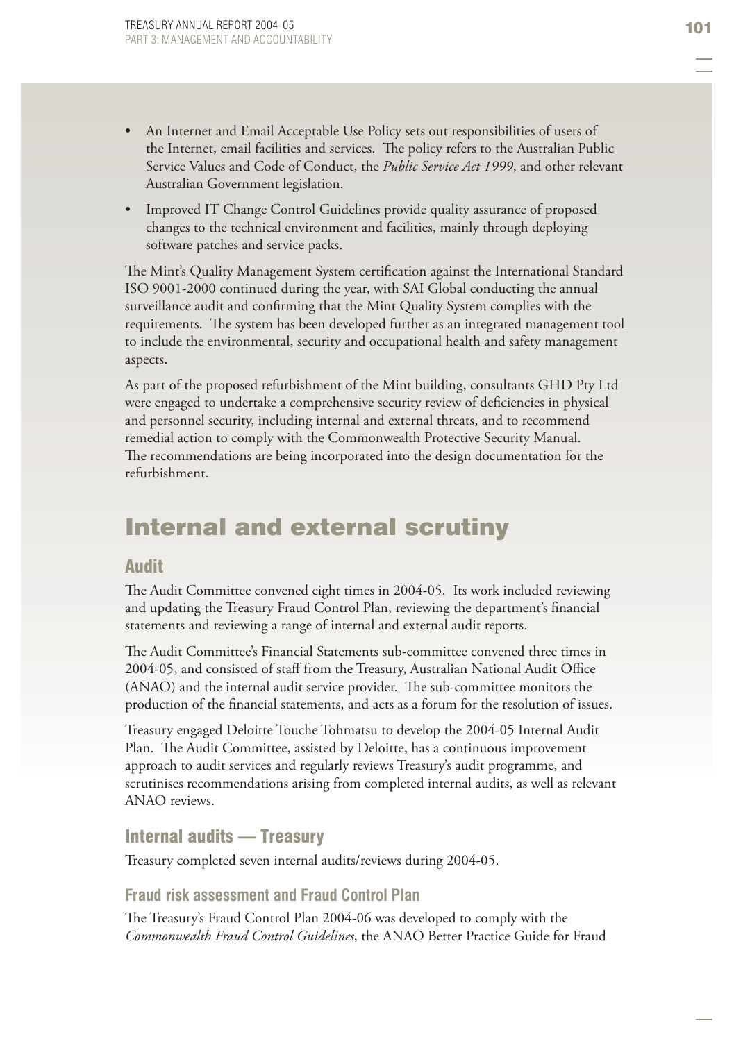- An Internet and Email Acceptable Use Policy sets out responsibilities of users of the Internet, email facilities and services. The policy refers to the Australian Public Service Values and Code of Conduct, the *Public Service Act 1999*, and other relevant Australian Government legislation.
- Improved IT Change Control Guidelines provide quality assurance of proposed changes to the technical environment and facilities, mainly through deploying software patches and service packs.

The Mint's Quality Management System certification against the International Standard ISO 9001-2000 continued during the year, with SAI Global conducting the annual surveillance audit and confirming that the Mint Quality System complies with the requirements. The system has been developed further as an integrated management tool to include the environmental, security and occupational health and safety management aspects.

As part of the proposed refurbishment of the Mint building, consultants GHD Pty Ltd were engaged to undertake a comprehensive security review of deficiencies in physical and personnel security, including internal and external threats, and to recommend remedial action to comply with the Commonwealth Protective Security Manual. The recommendations are being incorporated into the design documentation for the refurbishment.

# Internal and external scrutiny

## Audit

The Audit Committee convened eight times in 2004-05. Its work included reviewing and updating the Treasury Fraud Control Plan, reviewing the department's financial statements and reviewing a range of internal and external audit reports.

The Audit Committee's Financial Statements sub-committee convened three times in 2004-05, and consisted of staff from the Treasury, Australian National Audit Office (ANAO) and the internal audit service provider. The sub-committee monitors the production of the financial statements, and acts as a forum for the resolution of issues.

Treasury engaged Deloitte Touche Tohmatsu to develop the 2004-05 Internal Audit Plan. The Audit Committee, assisted by Deloitte, has a continuous improvement approach to audit services and regularly reviews Treasury's audit programme, and scrutinises recommendations arising from completed internal audits, as well as relevant ANAO reviews.

## Internal audits — Treasury

Treasury completed seven internal audits/reviews during 2004-05.

### Fraud risk assessment and Fraud Control Plan

The Treasury's Fraud Control Plan 2004-06 was developed to comply with the *Commonwealth Fraud Control Guidelines*, the ANAO Better Practice Guide for Fraud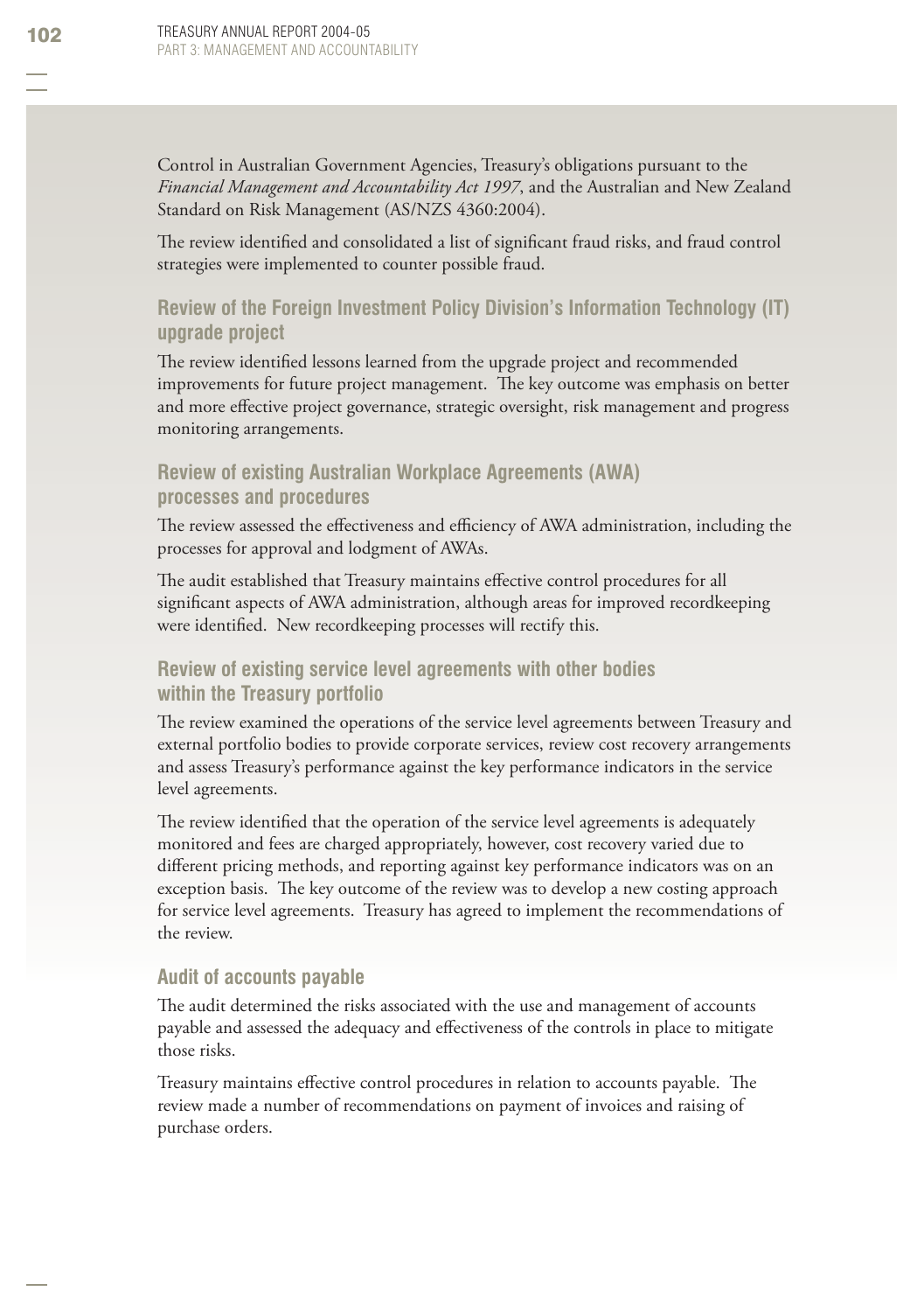Control in Australian Government Agencies, Treasury's obligations pursuant to the *Financial Management and Accountability Act 1997*, and the Australian and New Zealand Standard on Risk Management (AS/NZS 4360:2004).

The review identified and consolidated a list of significant fraud risks, and fraud control strategies were implemented to counter possible fraud.

### Review of the Foreign Investment Policy Division's Information Technology (IT) upgrade project

The review identified lessons learned from the upgrade project and recommended improvements for future project management. The key outcome was emphasis on better and more effective project governance, strategic oversight, risk management and progress monitoring arrangements.

### Review of existing Australian Workplace Agreements (AWA) processes and procedures

The review assessed the effectiveness and efficiency of AWA administration, including the processes for approval and lodgment of AWAs.

The audit established that Treasury maintains effective control procedures for all significant aspects of AWA administration, although areas for improved recordkeeping were identified. New recordkeeping processes will rectify this.

### Review of existing service level agreements with other bodies within the Treasury portfolio

The review examined the operations of the service level agreements between Treasury and external portfolio bodies to provide corporate services, review cost recovery arrangements and assess Treasury's performance against the key performance indicators in the service level agreements.

The review identified that the operation of the service level agreements is adequately monitored and fees are charged appropriately, however, cost recovery varied due to different pricing methods, and reporting against key performance indicators was on an exception basis. The key outcome of the review was to develop a new costing approach for service level agreements. Treasury has agreed to implement the recommendations of the review.

### Audit of accounts payable

The audit determined the risks associated with the use and management of accounts payable and assessed the adequacy and effectiveness of the controls in place to mitigate those risks.

Treasury maintains effective control procedures in relation to accounts payable. The review made a number of recommendations on payment of invoices and raising of purchase orders.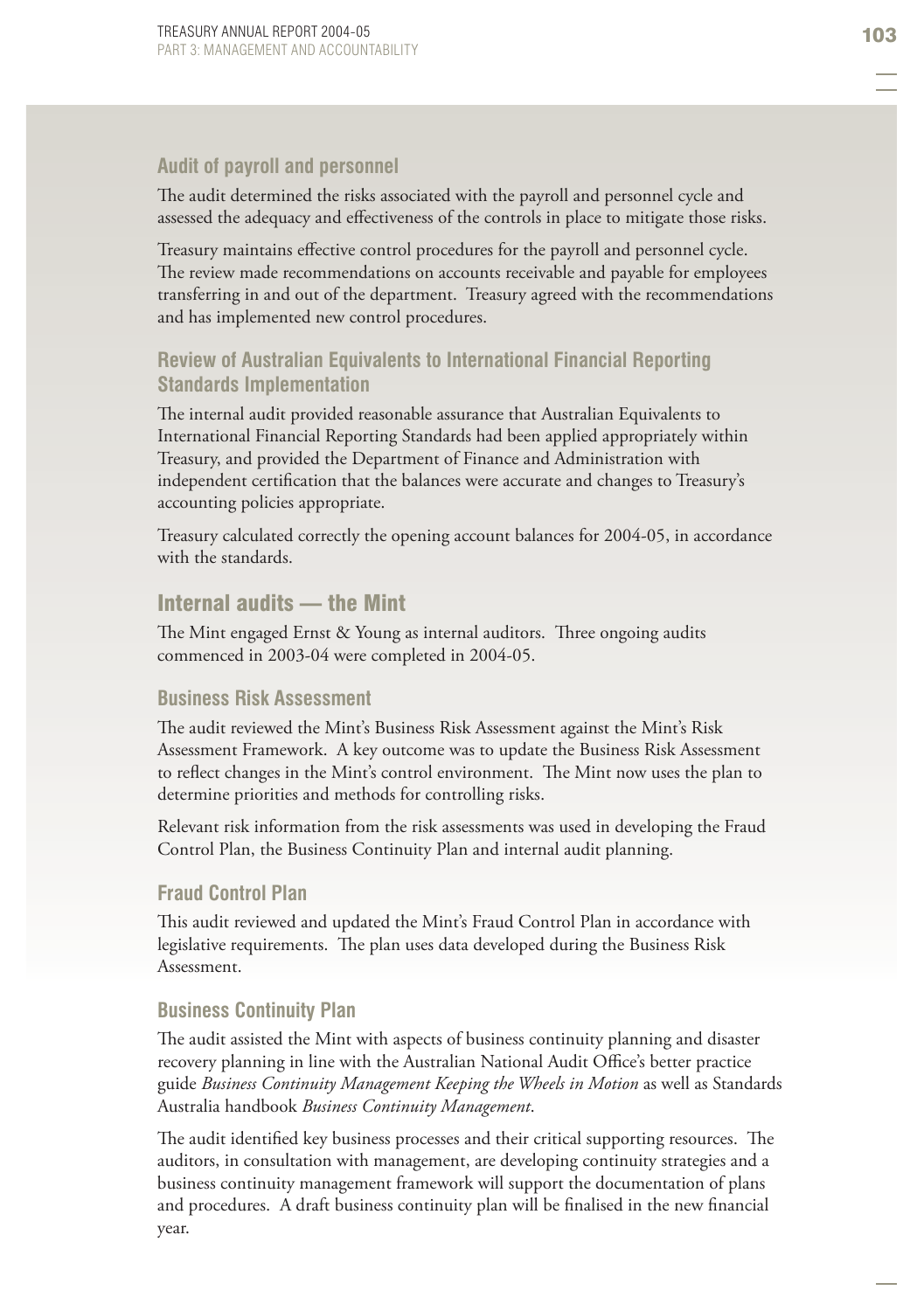### Audit of payroll and personnel

The audit determined the risks associated with the payroll and personnel cycle and assessed the adequacy and effectiveness of the controls in place to mitigate those risks.

Treasury maintains effective control procedures for the payroll and personnel cycle. The review made recommendations on accounts receivable and payable for employees transferring in and out of the department. Treasury agreed with the recommendations and has implemented new control procedures.

### Review of Australian Equivalents to International Financial Reporting Standards Implementation

The internal audit provided reasonable assurance that Australian Equivalents to International Financial Reporting Standards had been applied appropriately within Treasury, and provided the Department of Finance and Administration with independent certification that the balances were accurate and changes to Treasury's accounting policies appropriate.

Treasury calculated correctly the opening account balances for 2004-05, in accordance with the standards.

## Internal audits — the Mint

The Mint engaged Ernst & Young as internal auditors. Three ongoing audits commenced in 2003-04 were completed in 2004-05.

### Business Risk Assessment

The audit reviewed the Mint's Business Risk Assessment against the Mint's Risk Assessment Framework. A key outcome was to update the Business Risk Assessment to reflect changes in the Mint's control environment. The Mint now uses the plan to determine priorities and methods for controlling risks.

Relevant risk information from the risk assessments was used in developing the Fraud Control Plan, the Business Continuity Plan and internal audit planning.

### Fraud Control Plan

This audit reviewed and updated the Mint's Fraud Control Plan in accordance with legislative requirements. The plan uses data developed during the Business Risk Assessment.

### Business Continuity Plan

The audit assisted the Mint with aspects of business continuity planning and disaster recovery planning in line with the Australian National Audit Office's better practice guide *Business Continuity Management Keeping the Wheels in Motion* as well as Standards Australia handbook *Business Continuity Management*.

The audit identified key business processes and their critical supporting resources. The auditors, in consultation with management, are developing continuity strategies and a business continuity management framework will support the documentation of plans and procedures. A draft business continuity plan will be finalised in the new financial year.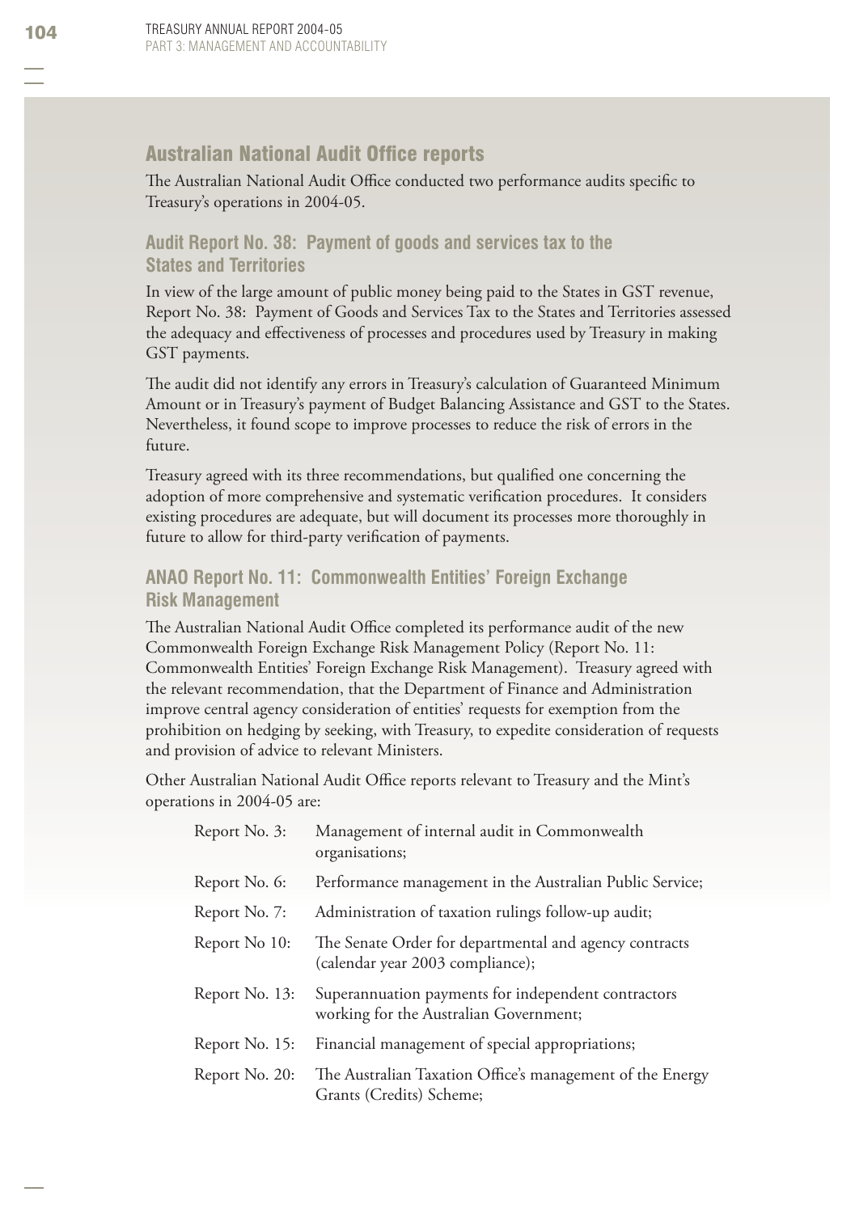## Australian National Audit Office reports

The Australian National Audit Office conducted two performance audits specific to Treasury's operations in 2004-05.

### Audit Report No. 38: Payment of goods and services tax to the States and Territories

In view of the large amount of public money being paid to the States in GST revenue, Report No. 38: Payment of Goods and Services Tax to the States and Territories assessed the adequacy and effectiveness of processes and procedures used by Treasury in making GST payments.

The audit did not identify any errors in Treasury's calculation of Guaranteed Minimum Amount or in Treasury's payment of Budget Balancing Assistance and GST to the States. Nevertheless, it found scope to improve processes to reduce the risk of errors in the future.

Treasury agreed with its three recommendations, but qualified one concerning the adoption of more comprehensive and systematic verification procedures. It considers existing procedures are adequate, but will document its processes more thoroughly in future to allow for third-party verification of payments.

### ANAO Report No. 11: Commonwealth Entities' Foreign Exchange Risk Management

The Australian National Audit Office completed its performance audit of the new Commonwealth Foreign Exchange Risk Management Policy (Report No. 11: Commonwealth Entities' Foreign Exchange Risk Management). Treasury agreed with the relevant recommendation, that the Department of Finance and Administration improve central agency consideration of entities' requests for exemption from the prohibition on hedging by seeking, with Treasury, to expedite consideration of requests and provision of advice to relevant Ministers.

Other Australian National Audit Office reports relevant to Treasury and the Mint's operations in 2004-05 are:

| | |
|---|---|
| Report No. 3: | Management of internal audit in Commonwealth organisations; |
| Report No. 6: | Performance management in the Australian Public Service; |
| Report No. 7: | Administration of taxation rulings follow-up audit; |
| Report No 10: | The Senate Order for departmental and agency contracts (calendar year 2003 compliance); |
| Report No. 13: | Superannuation payments for independent contractors working for the Australian Government; |
| Report No. 15: | Financial management of special appropriations; |
| Report No. 20: | The Australian Taxation Office's management of the Energy Grants (Credits) Scheme; |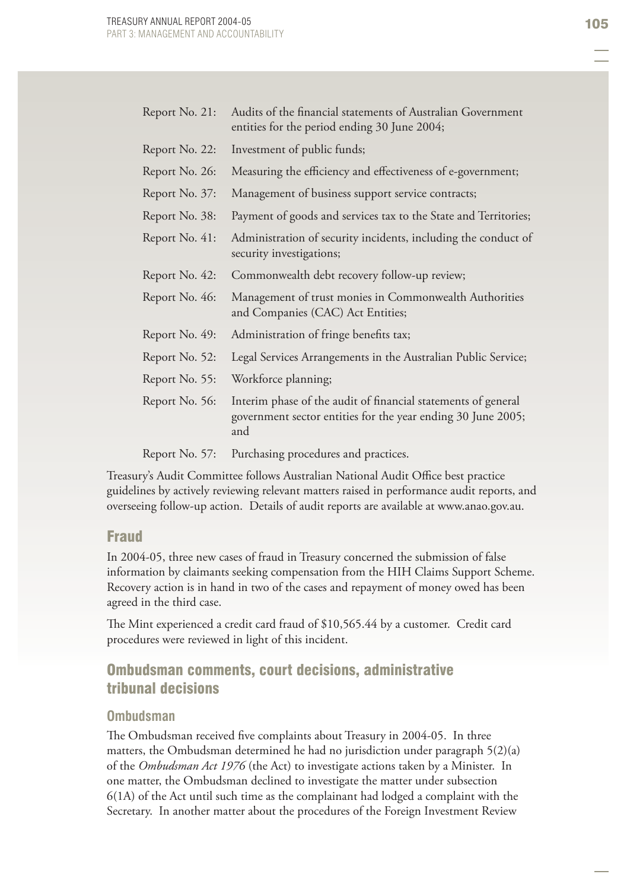| | |
|---|---|
| Report No. 21: | Audits of the financial statements of Australian Government entities for the period ending 30 June 2004; |
| Report No. 22: | Investment of public funds; |
| Report No. 26: | Measuring the efficiency and effectiveness of e-government; |
| Report No. 37: | Management of business support service contracts; |
| Report No. 38: | Payment of goods and services tax to the State and Territories; |
| Report No. 41: | Administration of security incidents, including the conduct of security investigations; |
| Report No. 42: | Commonwealth debt recovery follow-up review; |
| Report No. 46: | Management of trust monies in Commonwealth Authorities and Companies (CAC) Act Entities; |
| Report No. 49: | Administration of fringe benefits tax; |
| Report No. 52: | Legal Services Arrangements in the Australian Public Service; |
| Report No. 55: | Workforce planning; |
| Report No. 56: | Interim phase of the audit of financial statements of general government sector entities for the year ending 30 June 2005; and |
| Report No. 57: | Purchasing procedures and practices. |

Treasury's Audit Committee follows Australian National Audit Office best practice guidelines by actively reviewing relevant matters raised in performance audit reports, and overseeing follow-up action. Details of audit reports are available at www.anao.gov.au.

## Fraud

In 2004-05, three new cases of fraud in Treasury concerned the submission of false information by claimants seeking compensation from the HIH Claims Support Scheme. Recovery action is in hand in two of the cases and repayment of money owed has been agreed in the third case.

The Mint experienced a credit card fraud of $10,565.44 by a customer. Credit card procedures were reviewed in light of this incident.

## Ombudsman comments, court decisions, administrative tribunal decisions

### Ombudsman

The Ombudsman received five complaints about Treasury in 2004-05. In three matters, the Ombudsman determined he had no jurisdiction under paragraph 5(2)(a) of the *Ombudsman Act 1976* (the Act) to investigate actions taken by a Minister. In one matter, the Ombudsman declined to investigate the matter under subsection 6(1A) of the Act until such time as the complainant had lodged a complaint with the Secretary. In another matter about the procedures of the Foreign Investment Review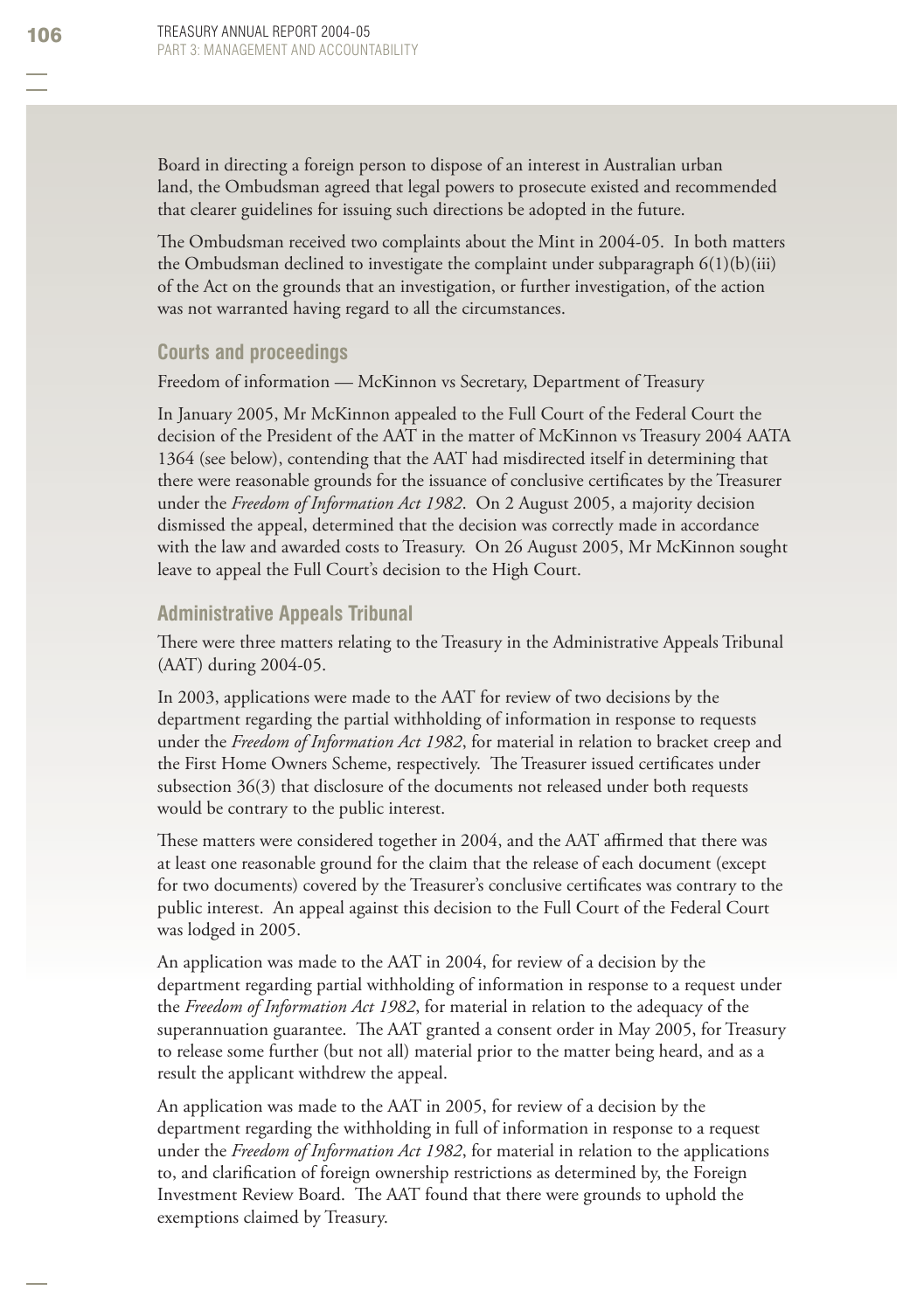Board in directing a foreign person to dispose of an interest in Australian urban land, the Ombudsman agreed that legal powers to prosecute existed and recommended that clearer guidelines for issuing such directions be adopted in the future.

The Ombudsman received two complaints about the Mint in 2004-05. In both matters the Ombudsman declined to investigate the complaint under subparagraph 6(1)(b)(iii) of the Act on the grounds that an investigation, or further investigation, of the action was not warranted having regard to all the circumstances.

### Courts and proceedings

Freedom of information — McKinnon vs Secretary, Department of Treasury

In January 2005, Mr McKinnon appealed to the Full Court of the Federal Court the decision of the President of the AAT in the matter of McKinnon vs Treasury 2004 AATA 1364 (see below), contending that the AAT had misdirected itself in determining that there were reasonable grounds for the issuance of conclusive certificates by the Treasurer under the *Freedom of Information Act 1982*. On 2 August 2005, a majority decision dismissed the appeal, determined that the decision was correctly made in accordance with the law and awarded costs to Treasury. On 26 August 2005, Mr McKinnon sought leave to appeal the Full Court's decision to the High Court.

### Administrative Appeals Tribunal

There were three matters relating to the Treasury in the Administrative Appeals Tribunal (AAT) during 2004-05.

In 2003, applications were made to the AAT for review of two decisions by the department regarding the partial withholding of information in response to requests under the *Freedom of Information Act 1982*, for material in relation to bracket creep and the First Home Owners Scheme, respectively. The Treasurer issued certificates under subsection 36(3) that disclosure of the documents not released under both requests would be contrary to the public interest.

These matters were considered together in 2004, and the AAT affirmed that there was at least one reasonable ground for the claim that the release of each document (except for two documents) covered by the Treasurer's conclusive certificates was contrary to the public interest. An appeal against this decision to the Full Court of the Federal Court was lodged in 2005.

An application was made to the AAT in 2004, for review of a decision by the department regarding partial withholding of information in response to a request under the *Freedom of Information Act 1982*, for material in relation to the adequacy of the superannuation guarantee. The AAT granted a consent order in May 2005, for Treasury to release some further (but not all) material prior to the matter being heard, and as a result the applicant withdrew the appeal.

An application was made to the AAT in 2005, for review of a decision by the department regarding the withholding in full of information in response to a request under the *Freedom of Information Act 1982*, for material in relation to the applications to, and clarification of foreign ownership restrictions as determined by, the Foreign Investment Review Board. The AAT found that there were grounds to uphold the exemptions claimed by Treasury.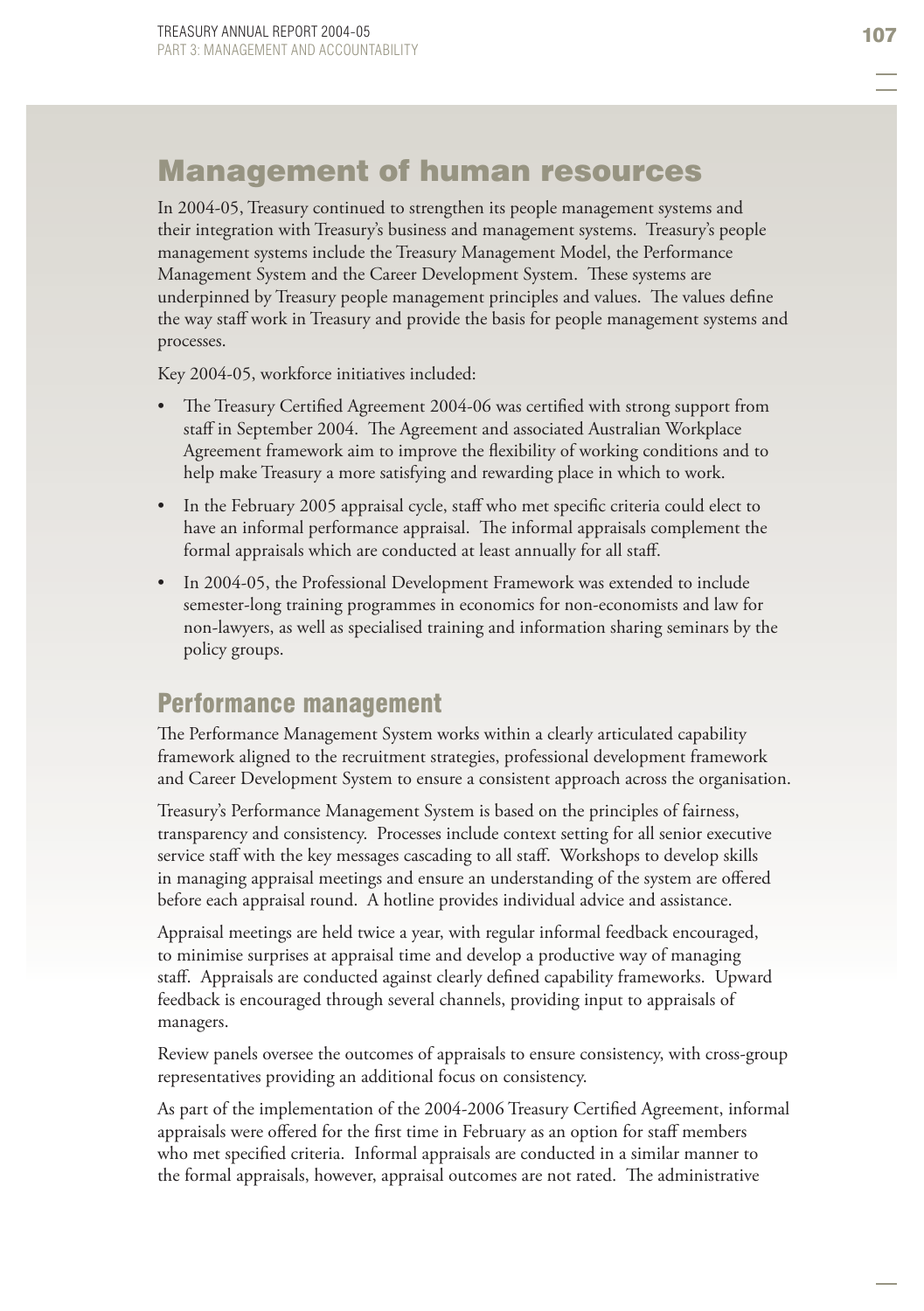# Management of human resources

In 2004-05, Treasury continued to strengthen its people management systems and their integration with Treasury's business and management systems. Treasury's people management systems include the Treasury Management Model, the Performance Management System and the Career Development System. These systems are underpinned by Treasury people management principles and values. The values define the way staff work in Treasury and provide the basis for people management systems and processes.

Key 2004-05, workforce initiatives included:

- The Treasury Certified Agreement 2004-06 was certified with strong support from staff in September 2004. The Agreement and associated Australian Workplace Agreement framework aim to improve the flexibility of working conditions and to help make Treasury a more satisfying and rewarding place in which to work.
- In the February 2005 appraisal cycle, staff who met specific criteria could elect to have an informal performance appraisal. The informal appraisals complement the formal appraisals which are conducted at least annually for all staff.
- In 2004-05, the Professional Development Framework was extended to include semester-long training programmes in economics for non-economists and law for non-lawyers, as well as specialised training and information sharing seminars by the policy groups.

## Performance management

The Performance Management System works within a clearly articulated capability framework aligned to the recruitment strategies, professional development framework and Career Development System to ensure a consistent approach across the organisation.

Treasury's Performance Management System is based on the principles of fairness, transparency and consistency. Processes include context setting for all senior executive service staff with the key messages cascading to all staff. Workshops to develop skills in managing appraisal meetings and ensure an understanding of the system are offered before each appraisal round. A hotline provides individual advice and assistance.

Appraisal meetings are held twice a year, with regular informal feedback encouraged, to minimise surprises at appraisal time and develop a productive way of managing staff. Appraisals are conducted against clearly defined capability frameworks. Upward feedback is encouraged through several channels, providing input to appraisals of managers.

Review panels oversee the outcomes of appraisals to ensure consistency, with cross-group representatives providing an additional focus on consistency.

As part of the implementation of the 2004-2006 Treasury Certified Agreement, informal appraisals were offered for the first time in February as an option for staff members who met specified criteria. Informal appraisals are conducted in a similar manner to the formal appraisals, however, appraisal outcomes are not rated. The administrative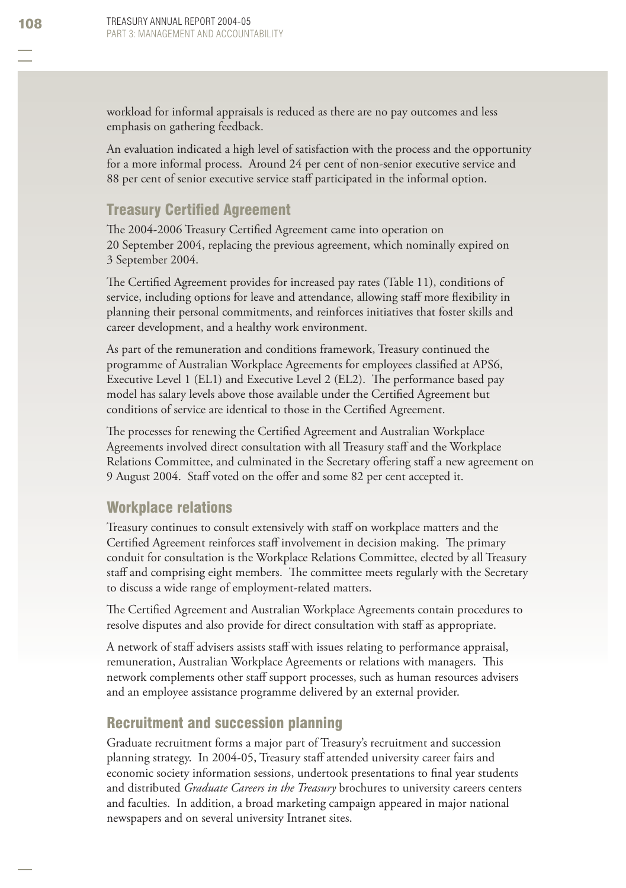workload for informal appraisals is reduced as there are no pay outcomes and less emphasis on gathering feedback.

An evaluation indicated a high level of satisfaction with the process and the opportunity for a more informal process. Around 24 per cent of non-senior executive service and 88 per cent of senior executive service staff participated in the informal option.

## Treasury Certified Agreement

The 2004-2006 Treasury Certified Agreement came into operation on 20 September 2004, replacing the previous agreement, which nominally expired on 3 September 2004.

The Certified Agreement provides for increased pay rates (Table 11), conditions of service, including options for leave and attendance, allowing staff more flexibility in planning their personal commitments, and reinforces initiatives that foster skills and career development, and a healthy work environment.

As part of the remuneration and conditions framework, Treasury continued the programme of Australian Workplace Agreements for employees classified at APS6, Executive Level 1 (EL1) and Executive Level 2 (EL2). The performance based pay model has salary levels above those available under the Certified Agreement but conditions of service are identical to those in the Certified Agreement.

The processes for renewing the Certified Agreement and Australian Workplace Agreements involved direct consultation with all Treasury staff and the Workplace Relations Committee, and culminated in the Secretary offering staff a new agreement on 9 August 2004. Staff voted on the offer and some 82 per cent accepted it.

## Workplace relations

Treasury continues to consult extensively with staff on workplace matters and the Certified Agreement reinforces staff involvement in decision making. The primary conduit for consultation is the Workplace Relations Committee, elected by all Treasury staff and comprising eight members. The committee meets regularly with the Secretary to discuss a wide range of employment-related matters.

The Certified Agreement and Australian Workplace Agreements contain procedures to resolve disputes and also provide for direct consultation with staff as appropriate.

A network of staff advisers assists staff with issues relating to performance appraisal, remuneration, Australian Workplace Agreements or relations with managers. This network complements other staff support processes, such as human resources advisers and an employee assistance programme delivered by an external provider.

## Recruitment and succession planning

Graduate recruitment forms a major part of Treasury's recruitment and succession planning strategy. In 2004-05, Treasury staff attended university career fairs and economic society information sessions, undertook presentations to final year students and distributed *Graduate Careers in the Treasury* brochures to university careers centers and faculties. In addition, a broad marketing campaign appeared in major national newspapers and on several university Intranet sites.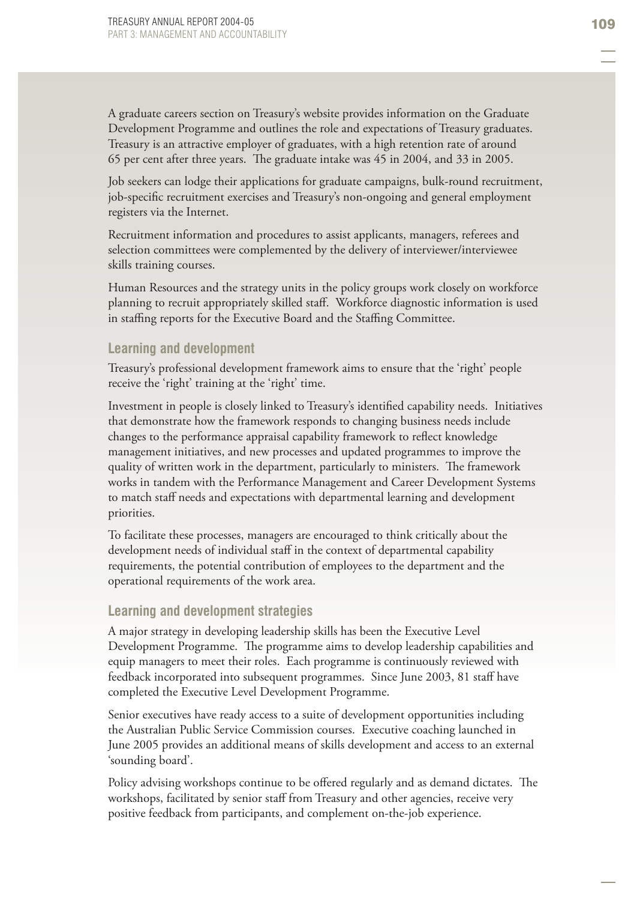A graduate careers section on Treasury's website provides information on the Graduate Development Programme and outlines the role and expectations of Treasury graduates. Treasury is an attractive employer of graduates, with a high retention rate of around 65 per cent after three years. The graduate intake was 45 in 2004, and 33 in 2005.

Job seekers can lodge their applications for graduate campaigns, bulk-round recruitment, job-specific recruitment exercises and Treasury's non-ongoing and general employment registers via the Internet.

Recruitment information and procedures to assist applicants, managers, referees and selection committees were complemented by the delivery of interviewer/interviewee skills training courses.

Human Resources and the strategy units in the policy groups work closely on workforce planning to recruit appropriately skilled staff. Workforce diagnostic information is used in staffing reports for the Executive Board and the Staffing Committee.

### Learning and development

Treasury's professional development framework aims to ensure that the 'right' people receive the 'right' training at the 'right' time.

Investment in people is closely linked to Treasury's identified capability needs. Initiatives that demonstrate how the framework responds to changing business needs include changes to the performance appraisal capability framework to reflect knowledge management initiatives, and new processes and updated programmes to improve the quality of written work in the department, particularly to ministers. The framework works in tandem with the Performance Management and Career Development Systems to match staff needs and expectations with departmental learning and development priorities.

To facilitate these processes, managers are encouraged to think critically about the development needs of individual staff in the context of departmental capability requirements, the potential contribution of employees to the department and the operational requirements of the work area.

### Learning and development strategies

A major strategy in developing leadership skills has been the Executive Level Development Programme. The programme aims to develop leadership capabilities and equip managers to meet their roles. Each programme is continuously reviewed with feedback incorporated into subsequent programmes. Since June 2003, 81 staff have completed the Executive Level Development Programme.

Senior executives have ready access to a suite of development opportunities including the Australian Public Service Commission courses. Executive coaching launched in June 2005 provides an additional means of skills development and access to an external 'sounding board'.

Policy advising workshops continue to be offered regularly and as demand dictates. The workshops, facilitated by senior staff from Treasury and other agencies, receive very positive feedback from participants, and complement on-the-job experience.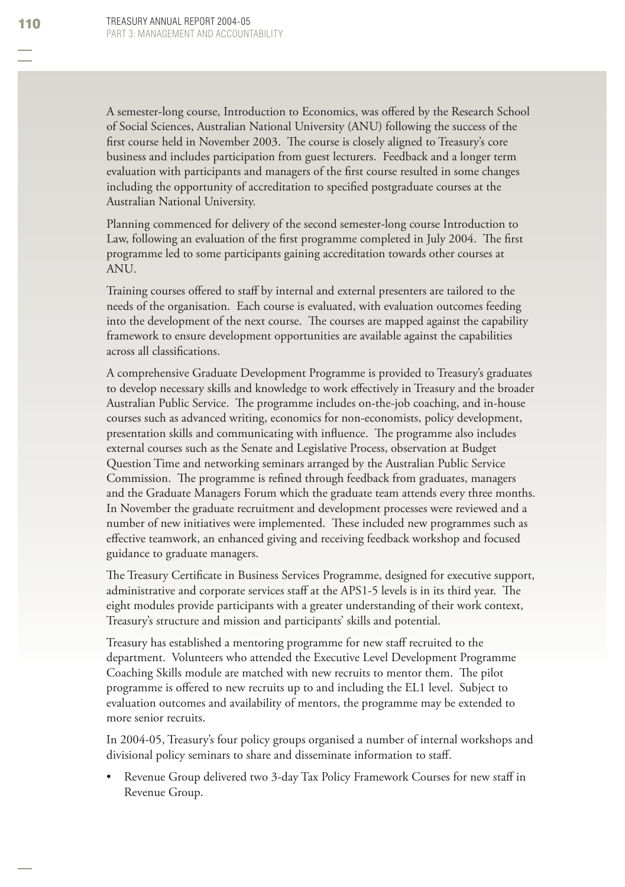A semester-long course, Introduction to Economics, was offered by the Research School of Social Sciences, Australian National University (ANU) following the success of the first course held in November 2003. The course is closely aligned to Treasury's core business and includes participation from guest lecturers. Feedback and a longer term evaluation with participants and managers of the first course resulted in some changes including the opportunity of accreditation to specified postgraduate courses at the Australian National University.

Planning commenced for delivery of the second semester-long course Introduction to Law, following an evaluation of the first programme completed in July 2004. The first programme led to some participants gaining accreditation towards other courses at ANU.

Training courses offered to staff by internal and external presenters are tailored to the needs of the organisation. Each course is evaluated, with evaluation outcomes feeding into the development of the next course. The courses are mapped against the capability framework to ensure development opportunities are available against the capabilities across all classifications.

A comprehensive Graduate Development Programme is provided to Treasury's graduates to develop necessary skills and knowledge to work effectively in Treasury and the broader Australian Public Service. The programme includes on-the-job coaching, and in-house courses such as advanced writing, economics for non-economists, policy development, presentation skills and communicating with influence. The programme also includes external courses such as the Senate and Legislative Process, observation at Budget Question Time and networking seminars arranged by the Australian Public Service Commission. The programme is refined through feedback from graduates, managers and the Graduate Managers Forum which the graduate team attends every three months. In November the graduate recruitment and development processes were reviewed and a number of new initiatives were implemented. These included new programmes such as effective teamwork, an enhanced giving and receiving feedback workshop and focused guidance to graduate managers.

The Treasury Certificate in Business Services Programme, designed for executive support, administrative and corporate services staff at the APS1-5 levels is in its third year. The eight modules provide participants with a greater understanding of their work context, Treasury's structure and mission and participants' skills and potential.

Treasury has established a mentoring programme for new staff recruited to the department. Volunteers who attended the Executive Level Development Programme Coaching Skills module are matched with new recruits to mentor them. The pilot programme is offered to new recruits up to and including the EL1 level. Subject to evaluation outcomes and availability of mentors, the programme may be extended to more senior recruits.

In 2004-05, Treasury's four policy groups organised a number of internal workshops and divisional policy seminars to share and disseminate information to staff.

- Revenue Group delivered two 3-day Tax Policy Framework Courses for new staff in Revenue Group.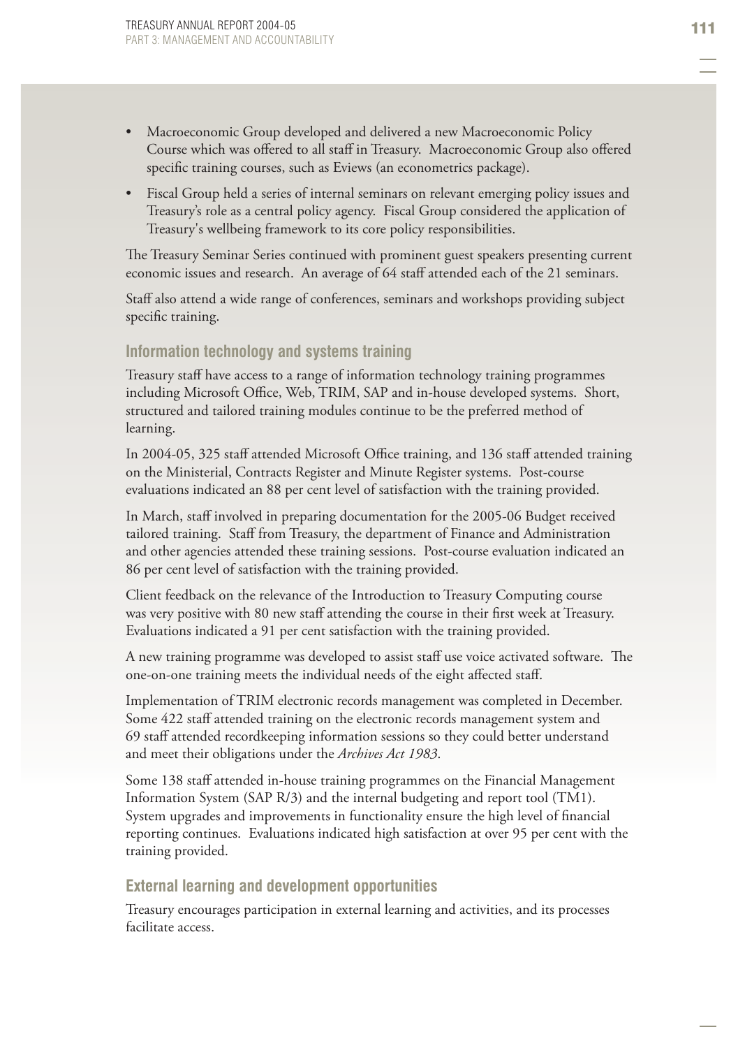- Macroeconomic Group developed and delivered a new Macroeconomic Policy Course which was offered to all staff in Treasury. Macroeconomic Group also offered specific training courses, such as Eviews (an econometrics package).
- Fiscal Group held a series of internal seminars on relevant emerging policy issues and Treasury's role as a central policy agency. Fiscal Group considered the application of Treasury's wellbeing framework to its core policy responsibilities.

The Treasury Seminar Series continued with prominent guest speakers presenting current economic issues and research. An average of 64 staff attended each of the 21 seminars.

Staff also attend a wide range of conferences, seminars and workshops providing subject specific training.

### Information technology and systems training

Treasury staff have access to a range of information technology training programmes including Microsoft Office, Web, TRIM, SAP and in-house developed systems. Short, structured and tailored training modules continue to be the preferred method of learning.

In 2004-05, 325 staff attended Microsoft Office training, and 136 staff attended training on the Ministerial, Contracts Register and Minute Register systems. Post-course evaluations indicated an 88 per cent level of satisfaction with the training provided.

In March, staff involved in preparing documentation for the 2005-06 Budget received tailored training. Staff from Treasury, the department of Finance and Administration and other agencies attended these training sessions. Post-course evaluation indicated an 86 per cent level of satisfaction with the training provided.

Client feedback on the relevance of the Introduction to Treasury Computing course was very positive with 80 new staff attending the course in their first week at Treasury. Evaluations indicated a 91 per cent satisfaction with the training provided.

A new training programme was developed to assist staff use voice activated software. The one-on-one training meets the individual needs of the eight affected staff.

Implementation of TRIM electronic records management was completed in December. Some 422 staff attended training on the electronic records management system and 69 staff attended recordkeeping information sessions so they could better understand and meet their obligations under the *Archives Act 1983*.

Some 138 staff attended in-house training programmes on the Financial Management Information System (SAP R/3) and the internal budgeting and report tool (TM1). System upgrades and improvements in functionality ensure the high level of financial reporting continues. Evaluations indicated high satisfaction at over 95 per cent with the training provided.

### External learning and development opportunities

Treasury encourages participation in external learning and activities, and its processes facilitate access.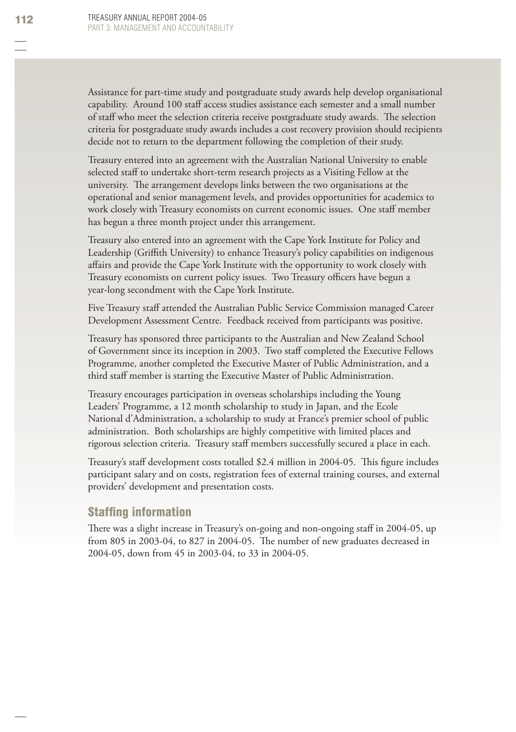Assistance for part-time study and postgraduate study awards help develop organisational capability. Around 100 staff access studies assistance each semester and a small number of staff who meet the selection criteria receive postgraduate study awards. The selection criteria for postgraduate study awards includes a cost recovery provision should recipients decide not to return to the department following the completion of their study.

Treasury entered into an agreement with the Australian National University to enable selected staff to undertake short-term research projects as a Visiting Fellow at the university. The arrangement develops links between the two organisations at the operational and senior management levels, and provides opportunities for academics to work closely with Treasury economists on current economic issues. One staff member has begun a three month project under this arrangement.

Treasury also entered into an agreement with the Cape York Institute for Policy and Leadership (Griffith University) to enhance Treasury's policy capabilities on indigenous affairs and provide the Cape York Institute with the opportunity to work closely with Treasury economists on current policy issues. Two Treasury officers have begun a year-long secondment with the Cape York Institute.

Five Treasury staff attended the Australian Public Service Commission managed Career Development Assessment Centre. Feedback received from participants was positive.

Treasury has sponsored three participants to the Australian and New Zealand School of Government since its inception in 2003. Two staff completed the Executive Fellows Programme, another completed the Executive Master of Public Administration, and a third staff member is starting the Executive Master of Public Administration.

Treasury encourages participation in overseas scholarships including the Young Leaders' Programme, a 12 month scholarship to study in Japan, and the Ecole National d'Administration, a scholarship to study at France's premier school of public administration. Both scholarships are highly competitive with limited places and rigorous selection criteria. Treasury staff members successfully secured a place in each.

Treasury's staff development costs totalled $2.4 million in 2004-05. This figure includes participant salary and on costs, registration fees of external training courses, and external providers' development and presentation costs.

## Staffing information

There was a slight increase in Treasury's on-going and non-ongoing staff in 2004-05, up from 805 in 2003-04, to 827 in 2004-05. The number of new graduates decreased in 2004-05, down from 45 in 2003-04, to 33 in 2004-05.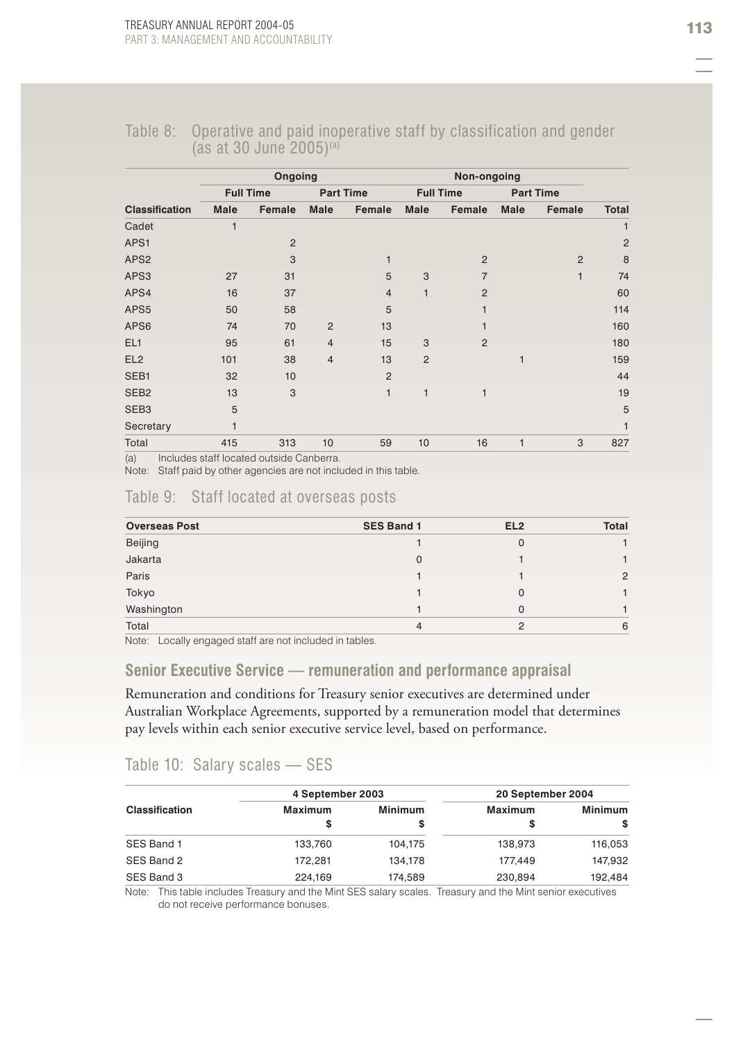## Table 8: Operative and paid inoperative staff by classification and gender (as at 30 June 2005)[a]

| | Ongoing | | | | Non-ongoing | | | | |
|---|---|---|---|---|---|---|---|---|---|
| | Full Time | | Part Time | | Full Time | | Part Time | | |
| Classification | Male | Female | Male | Female | Male | Female | Male | Female | Total |
| Cadet | 1 | | | | | | | | 1 |
| APS1 | | 2 | | | | | | | 2 |
| APS2 | | 3 | | 1 | | 2 | | 2 | 8 |
| APS3 | 27 | 31 | | 5 | 3 | 7 | | 1 | 74 |
| APS4 | 16 | 37 | | 4 | 1 | 2 | | | 60 |
| APS5 | 50 | 58 | | 5 | | 1 | | | 114 |
| APS6 | 74 | 70 | 2 | 13 | | 1 | | | 160 |
| EL1 | 95 | 61 | 4 | 15 | 3 | 2 | | | 180 |
| EL2 | 101 | 38 | 4 | 13 | 2 | | 1 | | 159 |
| SEB1 | 32 | 10 | | 2 | | | | | 44 |
| SEB2 | 13 | 3 | | 1 | 1 | 1 | | | 19 |
| SEB3 | 5 | | | | | | | | 5 |
| Secretary | 1 | | | | | | | | 1 |
| Total | 415 | 313 | 10 | 59 | 10 | 16 | 1 | 3 | 827 |

(a) Includes staff located outside Canberra.

Note: Staff paid by other agencies are not included in this table.

## Table 9: Staff located at overseas posts

| Overseas Post | SES Band 1 | EL2 | Total |
|---|---|---|---|
| Beijing | 1 | 0 | 1 |
| Jakarta | 0 | 1 | 1 |
| Paris | 1 | 1 | 2 |
| Tokyo | 1 | 0 | 1 |
| Washington | 1 | 0 | 1 |
| Total | 4 | 2 | 6 |

Note: Locally engaged staff are not included in tables.

### Senior Executive Service — remuneration and performance appraisal

Remuneration and conditions for Treasury senior executives are determined under Australian Workplace Agreements, supported by a remuneration model that determines pay levels within each senior executive service level, based on performance.

## Table 10: Salary scales — SES

| Classification | 4 September 2003 | | 20 September 2004 | |
|---|---|---|---|---|
| | Maximum $ | Minimum $ | Maximum $ | Minimum $ |
| SES Band 1 | 133,760 | 104,175 | 138,973 | 116,053 |
| SES Band 2 | 172,281 | 134,178 | 177,449 | 147,932 |
| SES Band 3 | 224,169 | 174,589 | 230,894 | 192,484 |

Note: This table includes Treasury and the Mint SES salary scales. Treasury and the Mint senior executives do not receive performance bonuses.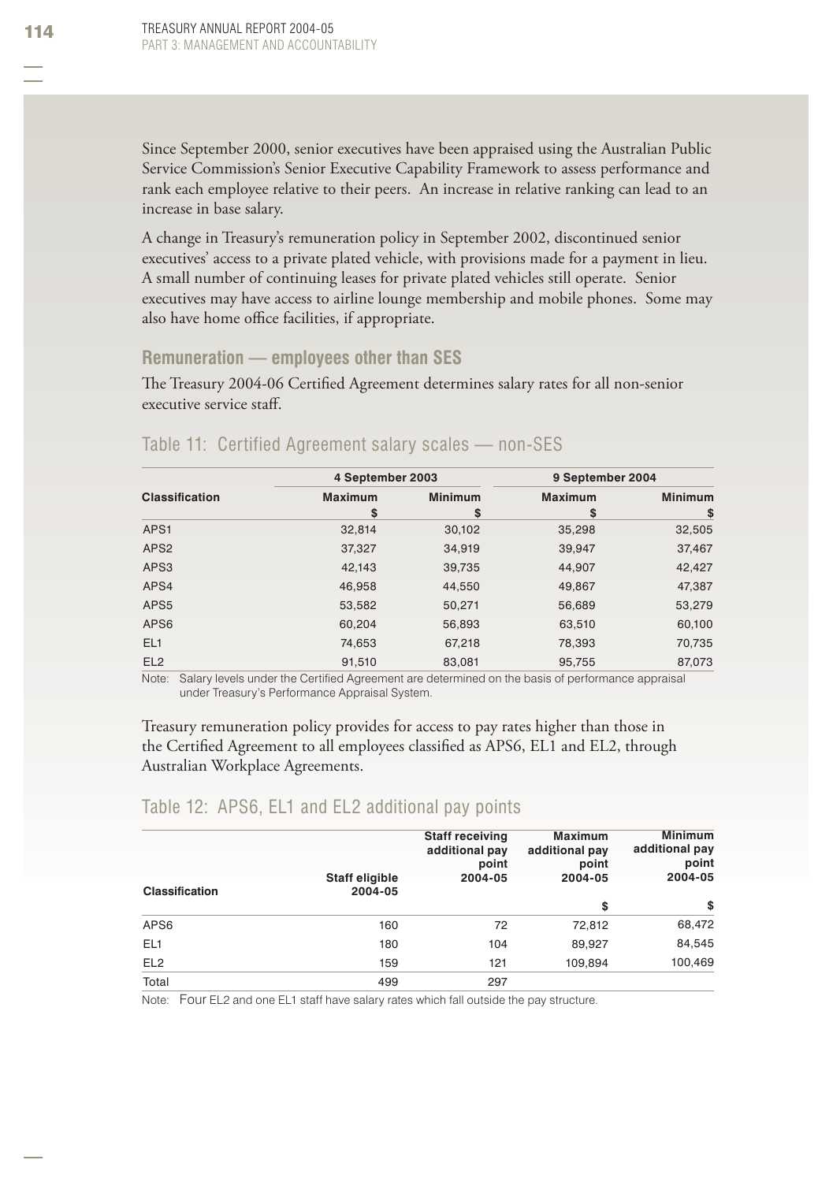Since September 2000, senior executives have been appraised using the Australian Public Service Commission's Senior Executive Capability Framework to assess performance and rank each employee relative to their peers. An increase in relative ranking can lead to an increase in base salary.

A change in Treasury's remuneration policy in September 2002, discontinued senior executives' access to a private plated vehicle, with provisions made for a payment in lieu. A small number of continuing leases for private plated vehicles still operate. Senior executives may have access to airline lounge membership and mobile phones. Some may also have home office facilities, if appropriate.

### Remuneration — employees other than SES

The Treasury 2004-06 Certified Agreement determines salary rates for all non-senior executive service staff.

## Table 11: Certified Agreement salary scales — non-SES

| Classification | 4 September 2003 | | 9 September 2004 | |
|---|---|---|---|---|
| | Maximum $ | Minimum $ | Maximum $ | Minimum $ |
| APS1 | 32,814 | 30,102 | 35,298 | 32,505 |
| APS2 | 37,327 | 34,919 | 39,947 | 37,467 |
| APS3 | 42,143 | 39,735 | 44,907 | 42,427 |
| APS4 | 46,958 | 44,550 | 49,867 | 47,387 |
| APS5 | 53,582 | 50,271 | 56,689 | 53,279 |
| APS6 | 60,204 | 56,893 | 63,510 | 60,100 |
| EL1 | 74,653 | 67,218 | 78,393 | 70,735 |
| EL2 | 91,510 | 83,081 | 95,755 | 87,073 |

Note: Salary levels under the Certified Agreement are determined on the basis of performance appraisal under Treasury's Performance Appraisal System.

Treasury remuneration policy provides for access to pay rates higher than those in the Certified Agreement to all employees classified as APS6, EL1 and EL2, through Australian Workplace Agreements.

## Table 12: APS6, EL1 and EL2 additional pay points

| Classification | Staff eligible 2004-05 | Staff receiving additional pay point 2004-05 | Maximum additional pay point 2004-05 $ | Minimum additional pay point 2004-05 $ |
|---|---|---|---|---|
| APS6 | 160 | 72 | 72,812 | 68,472 |
| EL1 | 180 | 104 | 89,927 | 84,545 |
| EL2 | 159 | 121 | 109,894 | 100,469 |
| Total | 499 | 297 | | |

Note: Four EL2 and one EL1 staff have salary rates which fall outside the pay structure.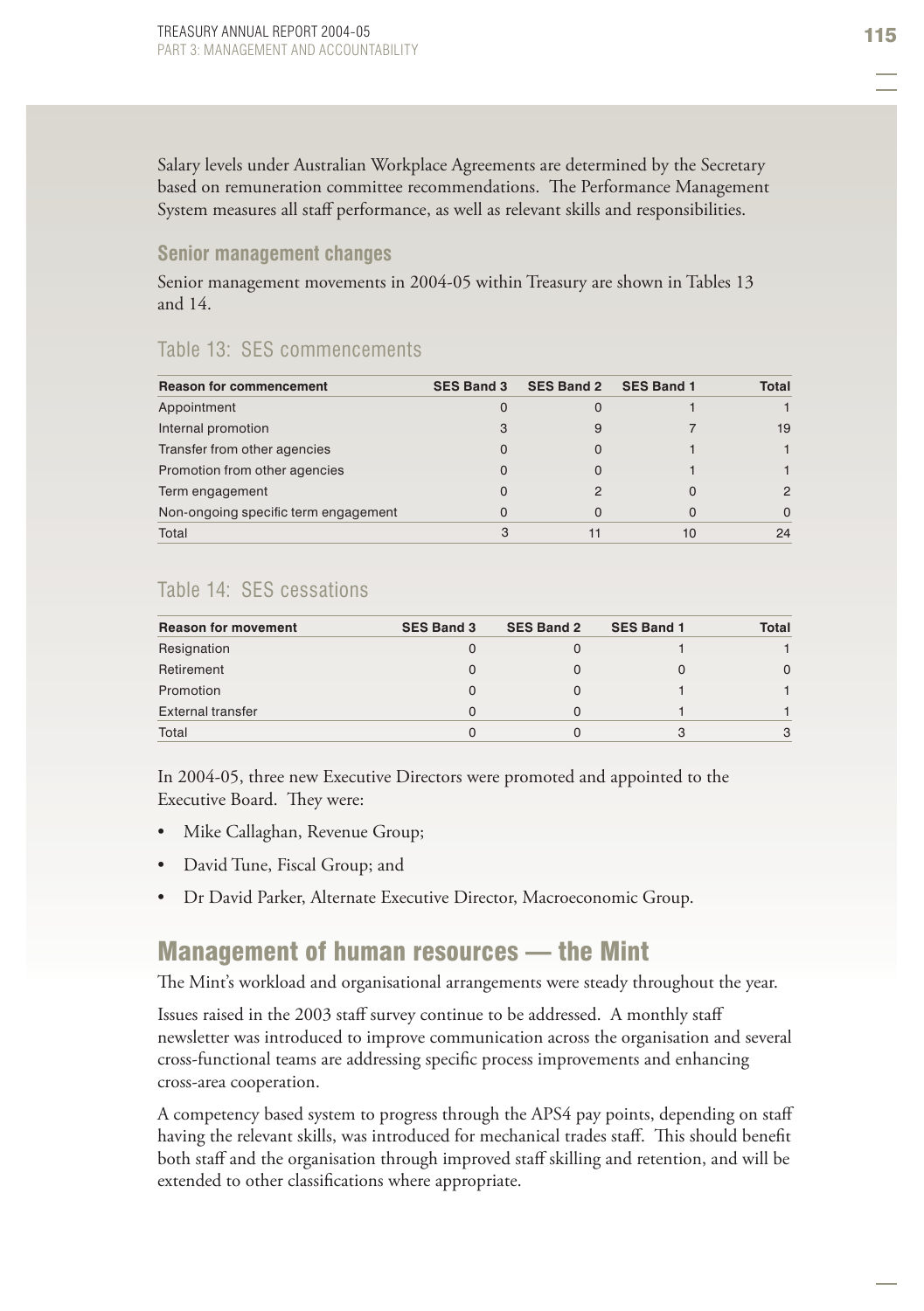Salary levels under Australian Workplace Agreements are determined by the Secretary based on remuneration committee recommendations. The Performance Management System measures all staff performance, as well as relevant skills and responsibilities.

### Senior management changes

Senior management movements in 2004-05 within Treasury are shown in Tables 13 and 14.

#### Table 13: SES commencements

| Reason for commencement | SES Band 3 | SES Band 2 | SES Band 1 | Total |
|---|---|---|---|---|
| Appointment | 0 | 0 | 1 | 1 |
| Internal promotion | 3 | 9 | 7 | 19 |
| Transfer from other agencies | 0 | 0 | 1 | 1 |
| Promotion from other agencies | 0 | 0 | 1 | 1 |
| Term engagement | 0 | 2 | 0 | 2 |
| Non-ongoing specific term engagement | 0 | 0 | 0 | 0 |
| Total | 3 | 11 | 10 | 24 |

#### Table 14: SES cessations

| Reason for movement | SES Band 3 | SES Band 2 | SES Band 1 | Total |
|---|---|---|---|---|
| Resignation | 0 | 0 | 1 | 1 |
| Retirement | 0 | 0 | 0 | 0 |
| Promotion | 0 | 0 | 1 | 1 |
| External transfer | 0 | 0 | 1 | 1 |
| Total | 0 | 0 | 3 | 3 |

In 2004-05, three new Executive Directors were promoted and appointed to the Executive Board. They were:

- Mike Callaghan, Revenue Group;
- David Tune, Fiscal Group; and
- Dr David Parker, Alternate Executive Director, Macroeconomic Group.

## Management of human resources — the Mint

The Mint's workload and organisational arrangements were steady throughout the year.

Issues raised in the 2003 staff survey continue to be addressed. A monthly staff newsletter was introduced to improve communication across the organisation and several cross-functional teams are addressing specific process improvements and enhancing cross-area cooperation.

A competency based system to progress through the APS4 pay points, depending on staff having the relevant skills, was introduced for mechanical trades staff. This should benefit both staff and the organisation through improved staff skilling and retention, and will be extended to other classifications where appropriate.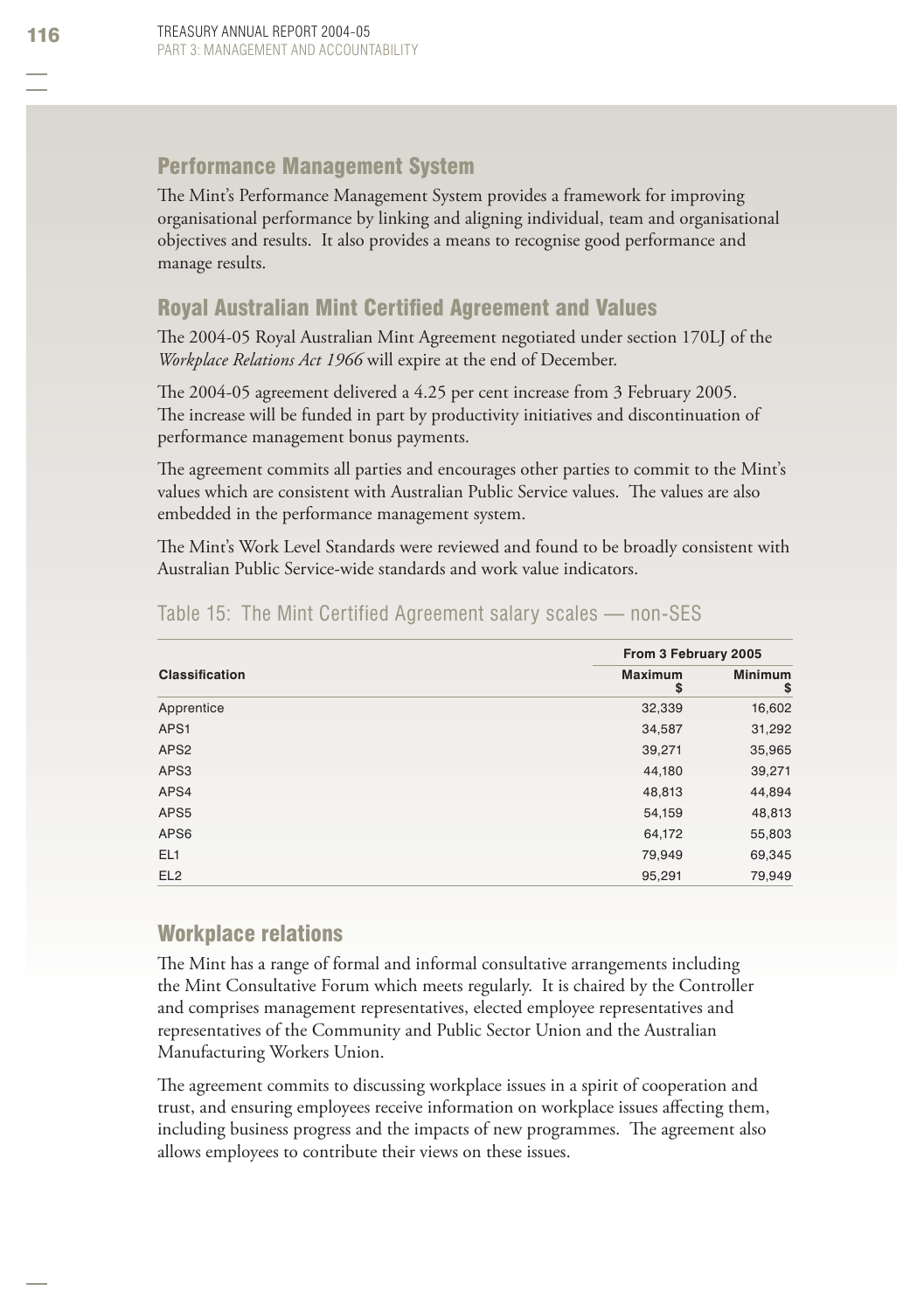## Performance Management System

The Mint's Performance Management System provides a framework for improving organisational performance by linking and aligning individual, team and organisational objectives and results. It also provides a means to recognise good performance and manage results.

## Royal Australian Mint Certified Agreement and Values

The 2004-05 Royal Australian Mint Agreement negotiated under section 170LJ of the *Workplace Relations Act 1966* will expire at the end of December.

The 2004-05 agreement delivered a 4.25 per cent increase from 3 February 2005. The increase will be funded in part by productivity initiatives and discontinuation of performance management bonus payments.

The agreement commits all parties and encourages other parties to commit to the Mint's values which are consistent with Australian Public Service values. The values are also embedded in the performance management system.

The Mint's Work Level Standards were reviewed and found to be broadly consistent with Australian Public Service-wide standards and work value indicators.

### Table 15: The Mint Certified Agreement salary scales — non-SES

| | From 3 February 2005 | |
|---|---|---|
| **Classification** | **Maximum $** | **Minimum $** |
| Apprentice | 32,339 | 16,602 |
| APS1 | 34,587 | 31,292 |
| APS2 | 39,271 | 35,965 |
| APS3 | 44,180 | 39,271 |
| APS4 | 48,813 | 44,894 |
| APS5 | 54,159 | 48,813 |
| APS6 | 64,172 | 55,803 |
| EL1 | 79,949 | 69,345 |
| EL2 | 95,291 | 79,949 |

## Workplace relations

The Mint has a range of formal and informal consultative arrangements including the Mint Consultative Forum which meets regularly. It is chaired by the Controller and comprises management representatives, elected employee representatives and representatives of the Community and Public Sector Union and the Australian Manufacturing Workers Union.

The agreement commits to discussing workplace issues in a spirit of cooperation and trust, and ensuring employees receive information on workplace issues affecting them, including business progress and the impacts of new programmes. The agreement also allows employees to contribute their views on these issues.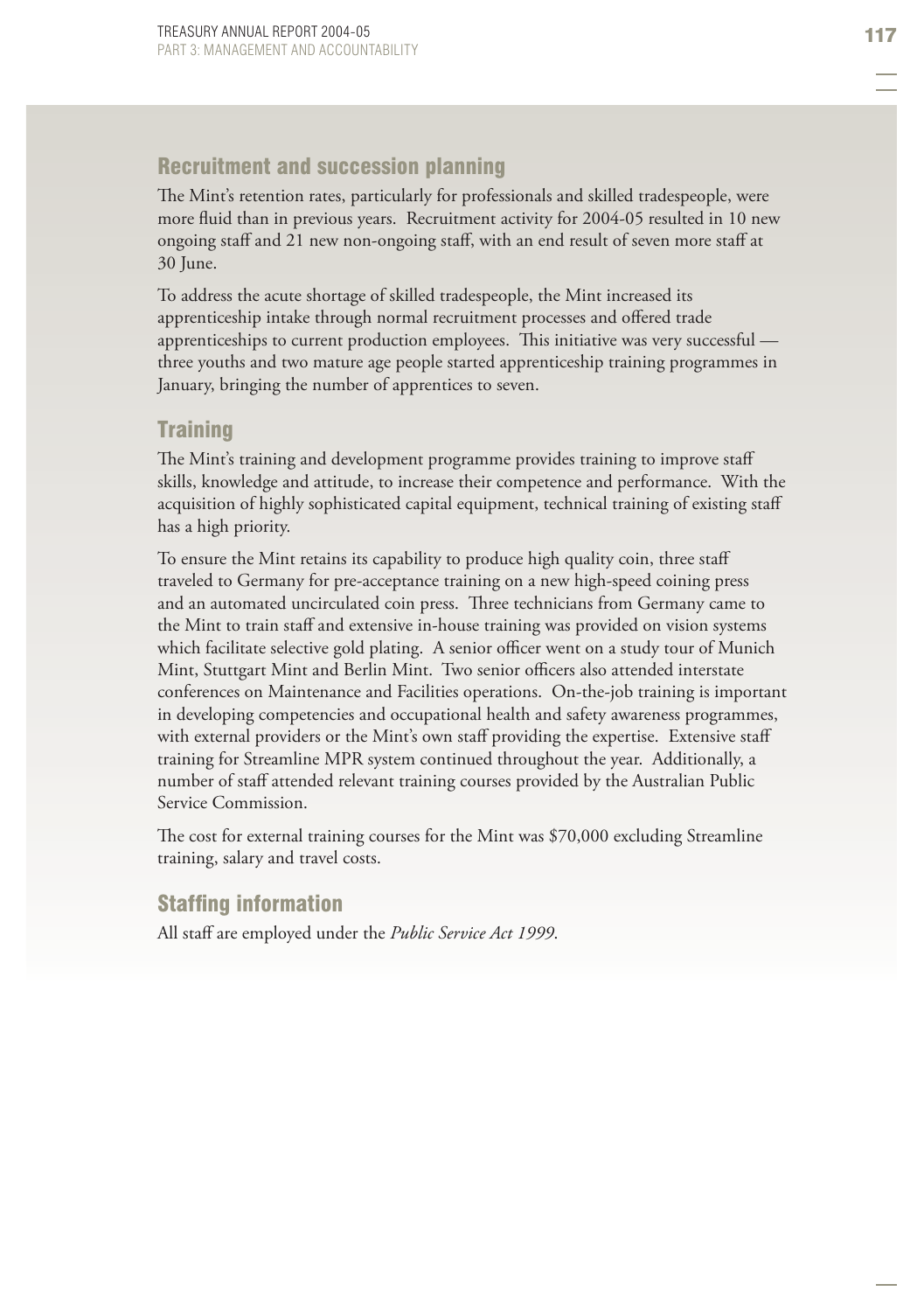## Recruitment and succession planning

The Mint's retention rates, particularly for professionals and skilled tradespeople, were more fluid than in previous years. Recruitment activity for 2004-05 resulted in 10 new ongoing staff and 21 new non-ongoing staff, with an end result of seven more staff at 30 June.

To address the acute shortage of skilled tradespeople, the Mint increased its apprenticeship intake through normal recruitment processes and offered trade apprenticeships to current production employees. This initiative was very successful — three youths and two mature age people started apprenticeship training programmes in January, bringing the number of apprentices to seven.

## Training

The Mint's training and development programme provides training to improve staff skills, knowledge and attitude, to increase their competence and performance. With the acquisition of highly sophisticated capital equipment, technical training of existing staff has a high priority.

To ensure the Mint retains its capability to produce high quality coin, three staff traveled to Germany for pre-acceptance training on a new high-speed coining press and an automated uncirculated coin press. Three technicians from Germany came to the Mint to train staff and extensive in-house training was provided on vision systems which facilitate selective gold plating. A senior officer went on a study tour of Munich Mint, Stuttgart Mint and Berlin Mint. Two senior officers also attended interstate conferences on Maintenance and Facilities operations. On-the-job training is important in developing competencies and occupational health and safety awareness programmes, with external providers or the Mint's own staff providing the expertise. Extensive staff training for Streamline MPR system continued throughout the year. Additionally, a number of staff attended relevant training courses provided by the Australian Public Service Commission.

The cost for external training courses for the Mint was $70,000 excluding Streamline training, salary and travel costs.

## Staffing information

All staff are employed under the *Public Service Act 1999*.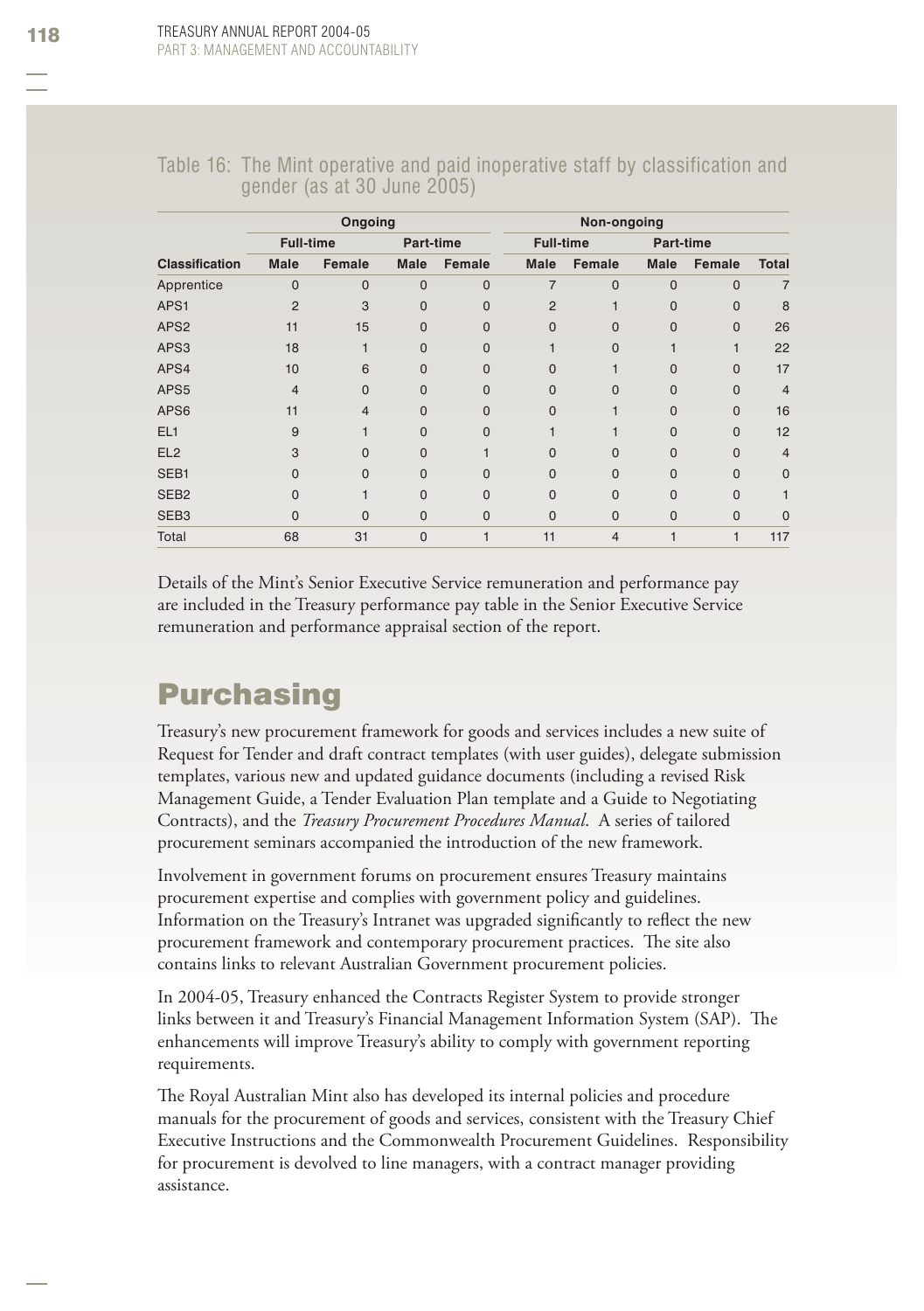Table 16: The Mint operative and paid inoperative staff by classification and gender (as at 30 June 2005)

| | Ongoing | | | | Non-ongoing | | | | |
|---|---|---|---|---|---|---|---|---|---|
| | Full-time | | Part-time | | Full-time | | Part-time | | |
| Classification | Male | Female | Male | Female | Male | Female | Male | Female | Total |
| Apprentice | 0 | 0 | 0 | 0 | 7 | 0 | 0 | 0 | 7 |
| APS1 | 2 | 3 | 0 | 0 | 2 | 1 | 0 | 0 | 8 |
| APS2 | 11 | 15 | 0 | 0 | 0 | 0 | 0 | 0 | 26 |
| APS3 | 18 | 1 | 0 | 0 | 1 | 0 | 1 | 1 | 22 |
| APS4 | 10 | 6 | 0 | 0 | 0 | 1 | 0 | 0 | 17 |
| APS5 | 4 | 0 | 0 | 0 | 0 | 0 | 0 | 0 | 4 |
| APS6 | 11 | 4 | 0 | 0 | 0 | 1 | 0 | 0 | 16 |
| EL1 | 9 | 1 | 0 | 0 | 1 | 1 | 0 | 0 | 12 |
| EL2 | 3 | 0 | 0 | 1 | 0 | 0 | 0 | 0 | 4 |
| SEB1 | 0 | 0 | 0 | 0 | 0 | 0 | 0 | 0 | 0 |
| SEB2 | 0 | 1 | 0 | 0 | 0 | 0 | 0 | 0 | 1 |
| SEB3 | 0 | 0 | 0 | 0 | 0 | 0 | 0 | 0 | 0 |
| Total | 68 | 31 | 0 | 1 | 11 | 4 | 1 | 1 | 117 |

Details of the Mint's Senior Executive Service remuneration and performance pay are included in the Treasury performance pay table in the Senior Executive Service remuneration and performance appraisal section of the report.

# Purchasing

Treasury's new procurement framework for goods and services includes a new suite of Request for Tender and draft contract templates (with user guides), delegate submission templates, various new and updated guidance documents (including a revised Risk Management Guide, a Tender Evaluation Plan template and a Guide to Negotiating Contracts), and the *Treasury Procurement Procedures Manual*. A series of tailored procurement seminars accompanied the introduction of the new framework.

Involvement in government forums on procurement ensures Treasury maintains procurement expertise and complies with government policy and guidelines. Information on the Treasury's Intranet was upgraded significantly to reflect the new procurement framework and contemporary procurement practices. The site also contains links to relevant Australian Government procurement policies.

In 2004-05, Treasury enhanced the Contracts Register System to provide stronger links between it and Treasury's Financial Management Information System (SAP). The enhancements will improve Treasury's ability to comply with government reporting requirements.

The Royal Australian Mint also has developed its internal policies and procedure manuals for the procurement of goods and services, consistent with the Treasury Chief Executive Instructions and the Commonwealth Procurement Guidelines. Responsibility for procurement is devolved to line managers, with a contract manager providing assistance.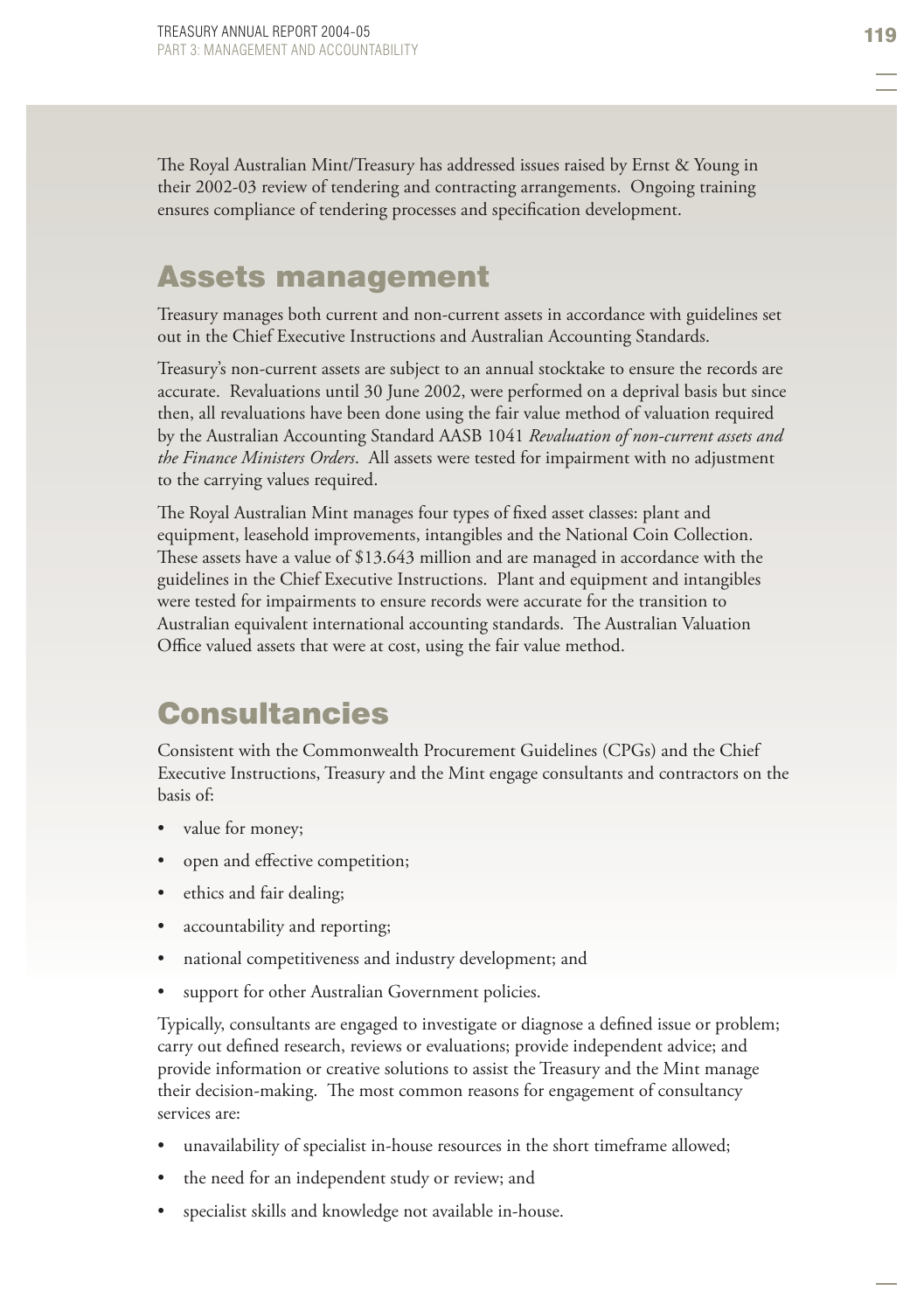The Royal Australian Mint/Treasury has addressed issues raised by Ernst & Young in their 2002-03 review of tendering and contracting arrangements. Ongoing training ensures compliance of tendering processes and specification development.

## Assets management

Treasury manages both current and non-current assets in accordance with guidelines set out in the Chief Executive Instructions and Australian Accounting Standards.

Treasury's non-current assets are subject to an annual stocktake to ensure the records are accurate. Revaluations until 30 June 2002, were performed on a deprival basis but since then, all revaluations have been done using the fair value method of valuation required by the Australian Accounting Standard AASB 1041 *Revaluation of non-current assets and the Finance Ministers Orders*. All assets were tested for impairment with no adjustment to the carrying values required.

The Royal Australian Mint manages four types of fixed asset classes: plant and equipment, leasehold improvements, intangibles and the National Coin Collection. These assets have a value of $13.643 million and are managed in accordance with the guidelines in the Chief Executive Instructions. Plant and equipment and intangibles were tested for impairments to ensure records were accurate for the transition to Australian equivalent international accounting standards. The Australian Valuation Office valued assets that were at cost, using the fair value method.

## Consultancies

Consistent with the Commonwealth Procurement Guidelines (CPGs) and the Chief Executive Instructions, Treasury and the Mint engage consultants and contractors on the basis of:

- value for money;
- open and effective competition;
- ethics and fair dealing;
- accountability and reporting;
- national competitiveness and industry development; and
- support for other Australian Government policies.

Typically, consultants are engaged to investigate or diagnose a defined issue or problem; carry out defined research, reviews or evaluations; provide independent advice; and provide information or creative solutions to assist the Treasury and the Mint manage their decision-making. The most common reasons for engagement of consultancy services are:

- unavailability of specialist in-house resources in the short timeframe allowed;
- the need for an independent study or review; and
- specialist skills and knowledge not available in-house.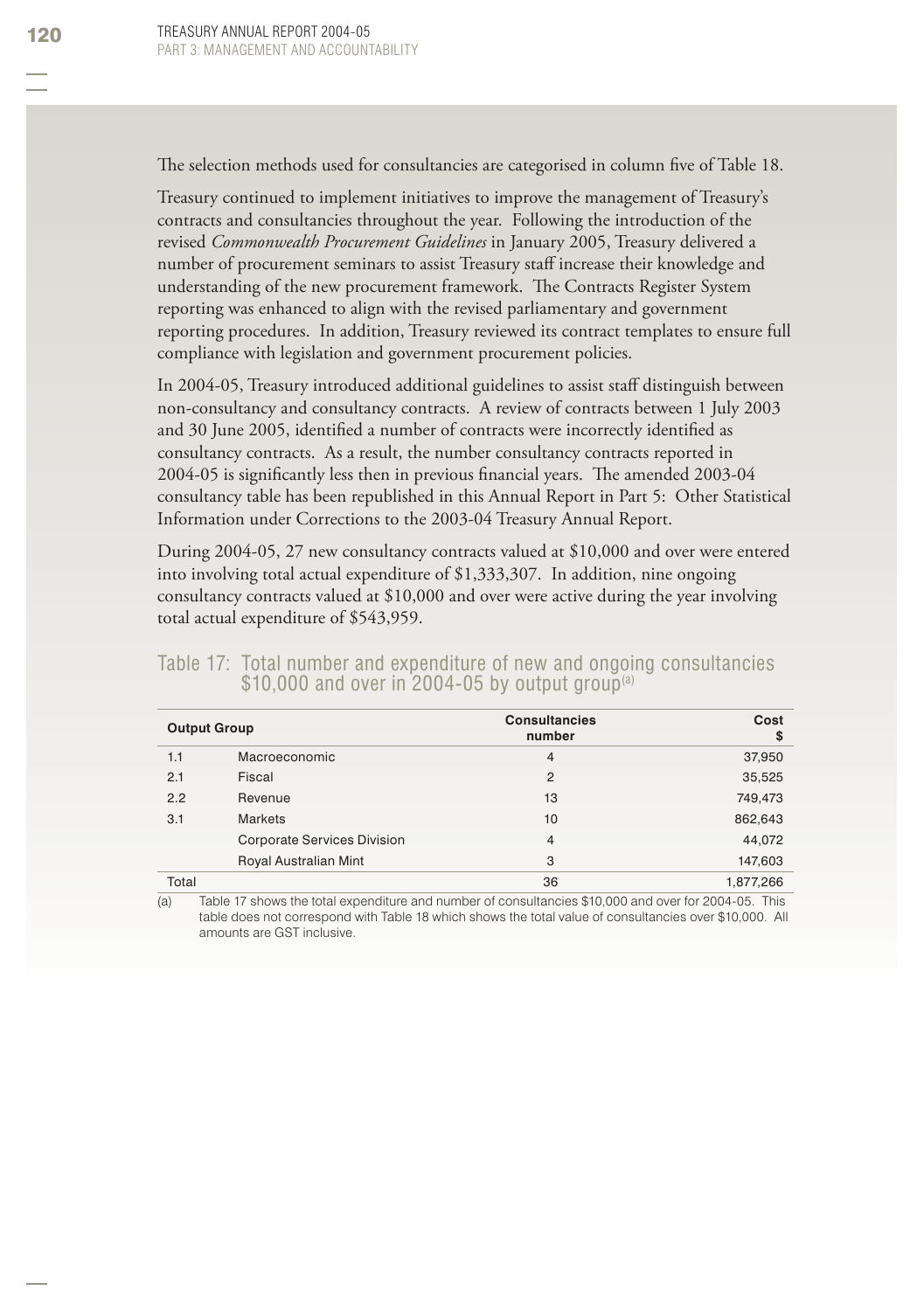The selection methods used for consultancies are categorised in column five of Table 18.

Treasury continued to implement initiatives to improve the management of Treasury's contracts and consultancies throughout the year. Following the introduction of the revised *Commonwealth Procurement Guidelines* in January 2005, Treasury delivered a number of procurement seminars to assist Treasury staff increase their knowledge and understanding of the new procurement framework. The Contracts Register System reporting was enhanced to align with the revised parliamentary and government reporting procedures. In addition, Treasury reviewed its contract templates to ensure full compliance with legislation and government procurement policies.

In 2004-05, Treasury introduced additional guidelines to assist staff distinguish between non-consultancy and consultancy contracts. A review of contracts between 1 July 2003 and 30 June 2005, identified a number of contracts were incorrectly identified as consultancy contracts. As a result, the number consultancy contracts reported in 2004-05 is significantly less then in previous financial years. The amended 2003-04 consultancy table has been republished in this Annual Report in Part 5: Other Statistical Information under Corrections to the 2003-04 Treasury Annual Report.

During 2004-05, 27 new consultancy contracts valued at $10,000 and over were entered into involving total actual expenditure of $1,333,307. In addition, nine ongoing consultancy contracts valued at $10,000 and over were active during the year involving total actual expenditure of $543,959.

## Table 17: Total number and expenditure of new and ongoing consultancies $10,000 and over in 2004-05 by output group[(a)]

| Output Group | | Consultancies number | Cost $ |
|---|---|---|---|
| 1.1 | Macroeconomic | 4 | 37,950 |
| 2.1 | Fiscal | 2 | 35,525 |
| 2.2 | Revenue | 13 | 749,473 |
| 3.1 | Markets | 10 | 862,643 |
| | Corporate Services Division | 4 | 44,072 |
| | Royal Australian Mint | 3 | 147,603 |
| Total | | 36 | 1,877,266 |

(a) Table 17 shows the total expenditure and number of consultancies $10,000 and over for 2004-05. This table does not correspond with Table 18 which shows the total value of consultancies over $10,000. All amounts are GST inclusive.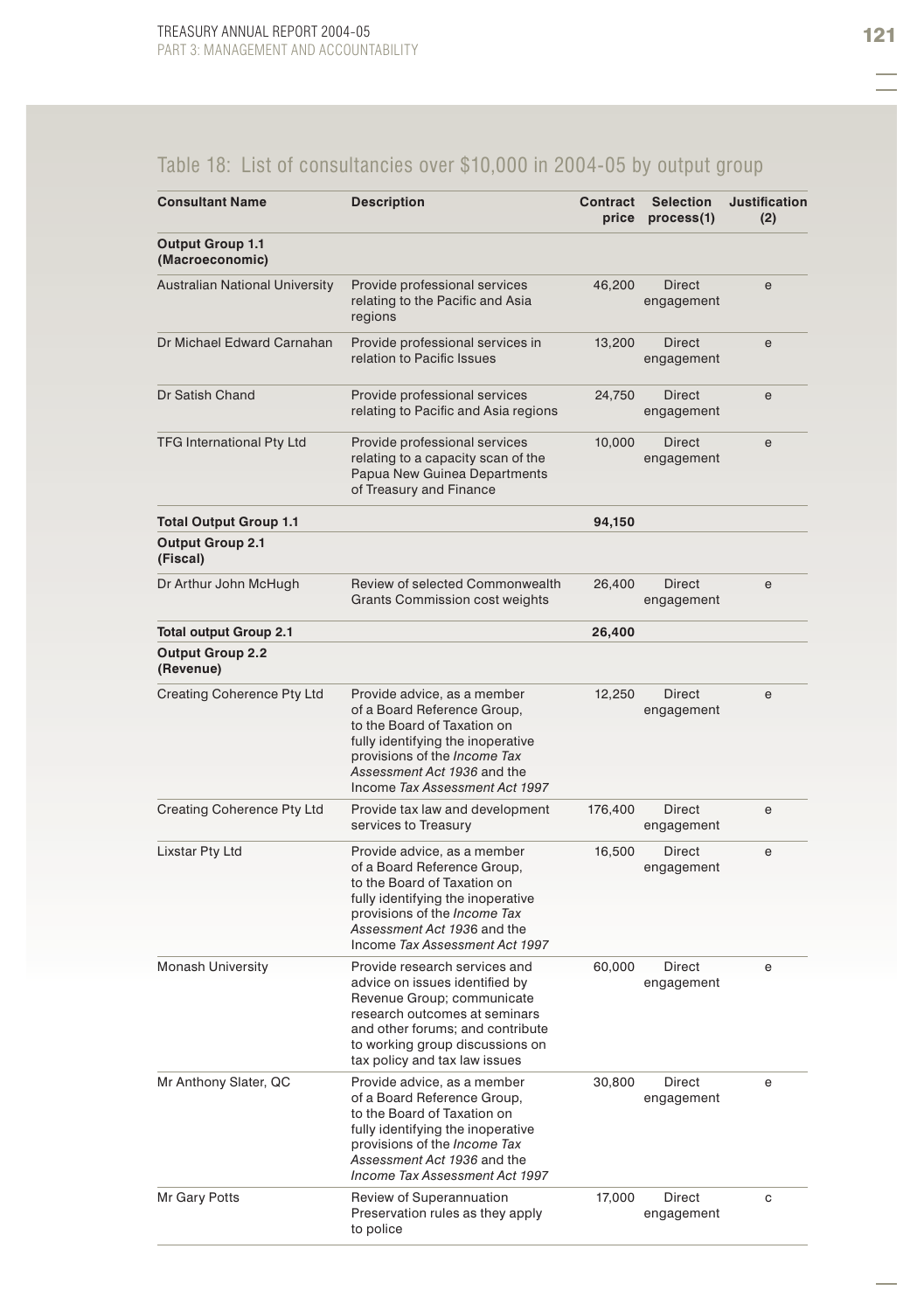## Table 18: List of consultancies over $10,000 in 2004-05 by output group

| Consultant Name | Description | Contract price | Selection process(1) | Justification (2) |
|---|---|---|---|---|
| **Output Group 1.1 (Macroeconomic)** | | | | |
| Australian National University | Provide professional services relating to the Pacific and Asia regions | 46,200 | Direct engagement | e |
| Dr Michael Edward Carnahan | Provide professional services in relation to Pacific Issues | 13,200 | Direct engagement | e |
| Dr Satish Chand | Provide professional services relating to Pacific and Asia regions | 24,750 | Direct engagement | e |
| TFG International Pty Ltd | Provide professional services relating to a capacity scan of the Papua New Guinea Departments of Treasury and Finance | 10,000 | Direct engagement | e |
| **Total Output Group 1.1** | | **94,150** | | |
| **Output Group 2.1 (Fiscal)** | | | | |
| Dr Arthur John McHugh | Review of selected Commonwealth Grants Commission cost weights | 26,400 | Direct engagement | e |
| **Total output Group 2.1** | | **26,400** | | |
| **Output Group 2.2 (Revenue)** | | | | |
| Creating Coherence Pty Ltd | Provide advice, as a member of a Board Reference Group, to the Board of Taxation on fully identifying the inoperative provisions of the *Income Tax Assessment Act 1936* and the Income *Tax Assessment Act 1997* | 12,250 | Direct engagement | e |
| Creating Coherence Pty Ltd | Provide tax law and development services to Treasury | 176,400 | Direct engagement | e |
| Lixstar Pty Ltd | Provide advice, as a member of a Board Reference Group, to the Board of Taxation on fully identifying the inoperative provisions of the *Income Tax Assessment Act 1936* and the Income *Tax Assessment Act 1997* | 16,500 | Direct engagement | e |
| Monash University | Provide research services and advice on issues identified by Revenue Group; communicate research outcomes at seminars and other forums; and contribute to working group discussions on tax policy and tax law issues | 60,000 | Direct engagement | e |
| Mr Anthony Slater, QC | Provide advice, as a member of a Board Reference Group, to the Board of Taxation on fully identifying the inoperative provisions of the *Income Tax Assessment Act 1936* and the *Income Tax Assessment Act 1997* | 30,800 | Direct engagement | e |
| Mr Gary Potts | Review of Superannuation Preservation rules as they apply to police | 17,000 | Direct engagement | c |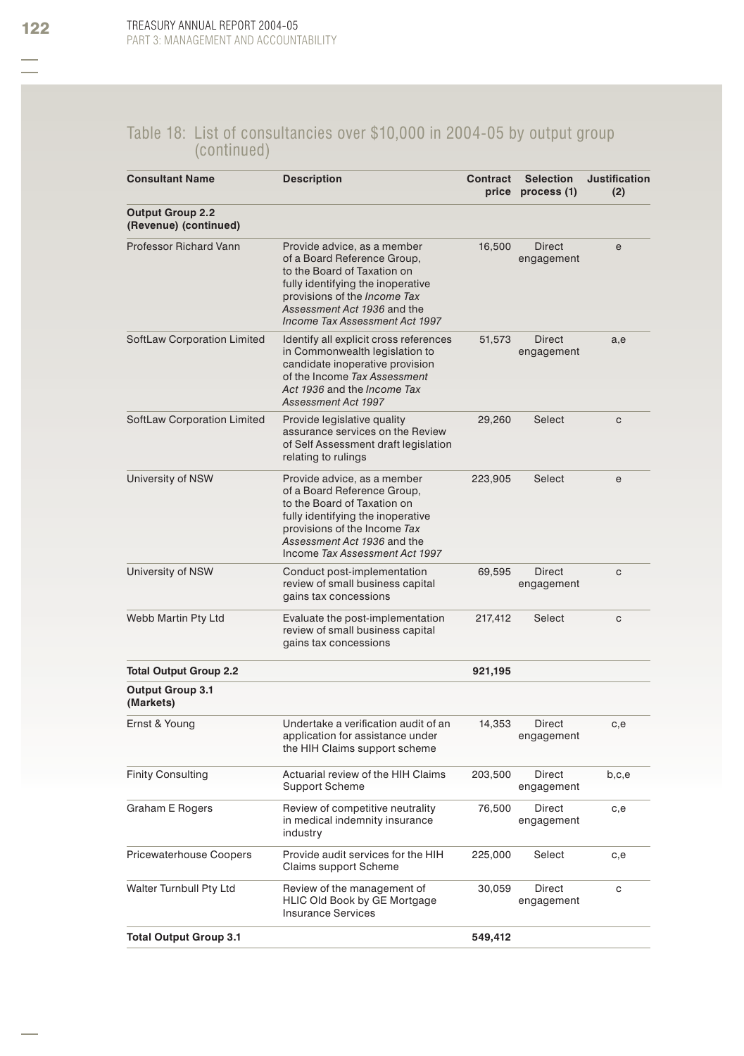## Table 18: List of consultancies over $10,000 in 2004-05 by output group (continued)

| Consultant Name | Description | Contract price | Selection process (1) | Justification (2) |
|---|---|---|---|---|
| **Output Group 2.2 (Revenue) (continued)** | | | | |
| Professor Richard Vann | Provide advice, as a member of a Board Reference Group, to the Board of Taxation on fully identifying the inoperative provisions of the *Income Tax Assessment Act 1936* and the *Income Tax Assessment Act 1997* | 16,500 | Direct engagement | e |
| SoftLaw Corporation Limited | Identify all explicit cross references in Commonwealth legislation to candidate inoperative provision of the Income *Tax Assessment Act 1936* and the *Income Tax Assessment Act 1997* | 51,573 | Direct engagement | a,e |
| SoftLaw Corporation Limited | Provide legislative quality assurance services on the Review of Self Assessment draft legislation relating to rulings | 29,260 | Select | c |
| University of NSW | Provide advice, as a member of a Board Reference Group, to the Board of Taxation on fully identifying the inoperative provisions of the Income *Tax Assessment Act 1936* and the Income *Tax Assessment Act 1997* | 223,905 | Select | e |
| University of NSW | Conduct post-implementation review of small business capital gains tax concessions | 69,595 | Direct engagement | c |
| Webb Martin Pty Ltd | Evaluate the post-implementation review of small business capital gains tax concessions | 217,412 | Select | c |
| **Total Output Group 2.2** | | **921,195** | | |
| **Output Group 3.1 (Markets)** | | | | |
| Ernst & Young | Undertake a verification audit of an application for assistance under the HIH Claims support scheme | 14,353 | Direct engagement | c,e |
| Finity Consulting | Actuarial review of the HIH Claims Support Scheme | 203,500 | Direct engagement | b,c,e |
| Graham E Rogers | Review of competitive neutrality in medical indemnity insurance industry | 76,500 | Direct engagement | c,e |
| Pricewaterhouse Coopers | Provide audit services for the HIH Claims support Scheme | 225,000 | Select | c,e |
| Walter Turnbull Pty Ltd | Review of the management of HLIC Old Book by GE Mortgage Insurance Services | 30,059 | Direct engagement | c |
| **Total Output Group 3.1** | | **549,412** | | |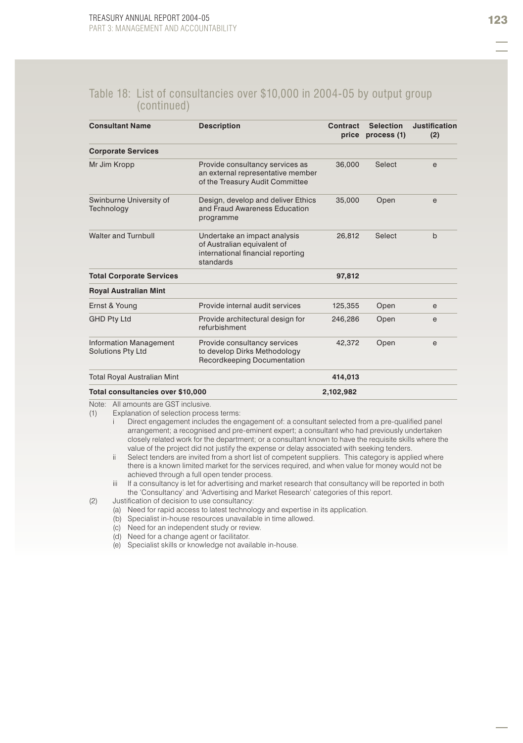## Table 18: List of consultancies over $10,000 in 2004-05 by output group (continued)

| Consultant Name | Description | Contract price | Selection process (1) | Justification (2) |
|---|---|---|---|---|
| **Corporate Services** | | | | |
| Mr Jim Kropp | Provide consultancy services as an external representative member of the Treasury Audit Committee | 36,000 | Select | e |
| Swinburne University of Technology | Design, develop and deliver Ethics and Fraud Awareness Education programme | 35,000 | Open | e |
| Walter and Turnbull | Undertake an impact analysis of Australian equivalent of international financial reporting standards | 26,812 | Select | b |
| **Total Corporate Services** | | **97,812** | | |
| **Royal Australian Mint** | | | | |
| Ernst & Young | Provide internal audit services | 125,355 | Open | e |
| GHD Pty Ltd | Provide architectural design for refurbishment | 246,286 | Open | e |
| Information Management Solutions Pty Ltd | Provide consultancy services to develop Dirks Methodology Recordkeeping Documentation | 42,372 | Open | e |
| Total Royal Australian Mint | | **414,013** | | |
| **Total consultancies over $10,000** | | **2,102,982** | | |

Note: All amounts are GST inclusive.

(1) Explanation of selection process terms:

- i Direct engagement includes the engagement of: a consultant selected from a pre-qualified panel arrangement; a recognised and pre-eminent expert; a consultant who had previously undertaken closely related work for the department; or a consultant known to have the requisite skills where the value of the project did not justify the expense or delay associated with seeking tenders.
- ii Select tenders are invited from a short list of competent suppliers. This category is applied where there is a known limited market for the services required, and when value for money would not be achieved through a full open tender process.
- iii If a consultancy is let for advertising and market research that consultancy will be reported in both the 'Consultancy' and 'Advertising and Market Research' categories of this report.

(2) Justification of decision to use consultancy:

- (a) Need for rapid access to latest technology and expertise in its application.
- (b) Specialist in-house resources unavailable in time allowed.
- (c) Need for an independent study or review.
- (d) Need for a change agent or facilitator.
- (e) Specialist skills or knowledge not available in-house.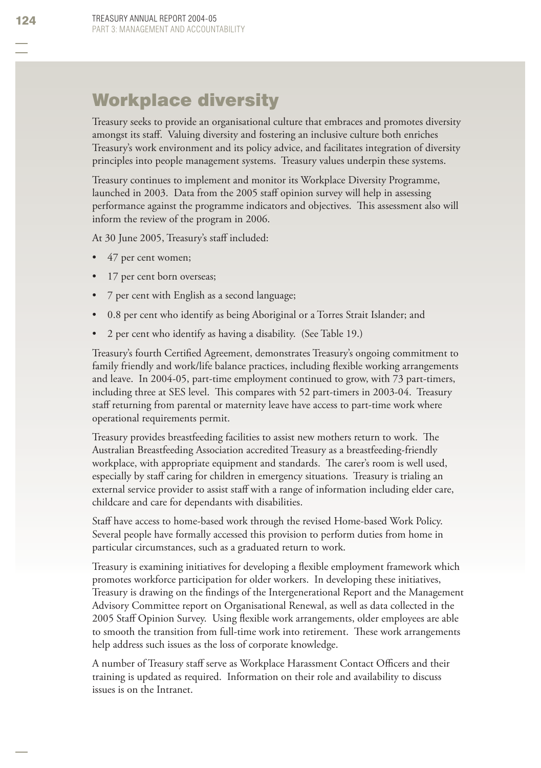## Workplace diversity

Treasury seeks to provide an organisational culture that embraces and promotes diversity amongst its staff. Valuing diversity and fostering an inclusive culture both enriches Treasury's work environment and its policy advice, and facilitates integration of diversity principles into people management systems. Treasury values underpin these systems.

Treasury continues to implement and monitor its Workplace Diversity Programme, launched in 2003. Data from the 2005 staff opinion survey will help in assessing performance against the programme indicators and objectives. This assessment also will inform the review of the program in 2006.

At 30 June 2005, Treasury's staff included:

- 47 per cent women;
- 17 per cent born overseas;
- 7 per cent with English as a second language;
- 0.8 per cent who identify as being Aboriginal or a Torres Strait Islander; and
- 2 per cent who identify as having a disability. (See Table 19.)

Treasury's fourth Certified Agreement, demonstrates Treasury's ongoing commitment to family friendly and work/life balance practices, including flexible working arrangements and leave. In 2004-05, part-time employment continued to grow, with 73 part-timers, including three at SES level. This compares with 52 part-timers in 2003-04. Treasury staff returning from parental or maternity leave have access to part-time work where operational requirements permit.

Treasury provides breastfeeding facilities to assist new mothers return to work. The Australian Breastfeeding Association accredited Treasury as a breastfeeding-friendly workplace, with appropriate equipment and standards. The carer's room is well used, especially by staff caring for children in emergency situations. Treasury is trialing an external service provider to assist staff with a range of information including elder care, childcare and care for dependants with disabilities.

Staff have access to home-based work through the revised Home-based Work Policy. Several people have formally accessed this provision to perform duties from home in particular circumstances, such as a graduated return to work.

Treasury is examining initiatives for developing a flexible employment framework which promotes workforce participation for older workers. In developing these initiatives, Treasury is drawing on the findings of the Intergenerational Report and the Management Advisory Committee report on Organisational Renewal, as well as data collected in the 2005 Staff Opinion Survey. Using flexible work arrangements, older employees are able to smooth the transition from full-time work into retirement. These work arrangements help address such issues as the loss of corporate knowledge.

A number of Treasury staff serve as Workplace Harassment Contact Officers and their training is updated as required. Information on their role and availability to discuss issues is on the Intranet.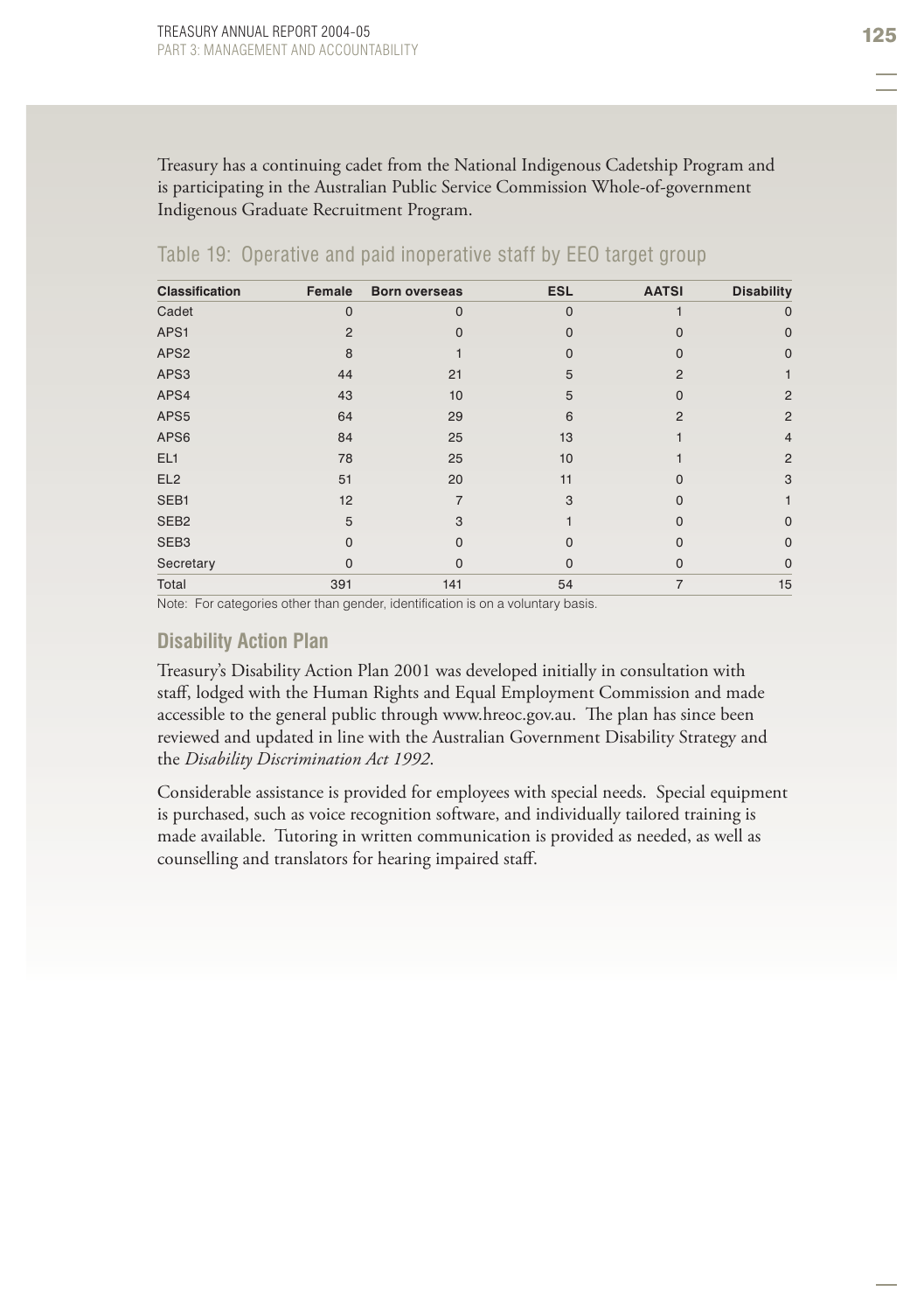Treasury has a continuing cadet from the National Indigenous Cadetship Program and is participating in the Australian Public Service Commission Whole-of-government Indigenous Graduate Recruitment Program.

## Table 19: Operative and paid inoperative staff by EEO target group

| Classification | Female | Born overseas | ESL | AATSI | Disability |
|---|---|---|---|---|---|
| Cadet | 0 | 0 | 0 | 1 | 0 |
| APS1 | 2 | 0 | 0 | 0 | 0 |
| APS2 | 8 | 1 | 0 | 0 | 0 |
| APS3 | 44 | 21 | 5 | 2 | 1 |
| APS4 | 43 | 10 | 5 | 0 | 2 |
| APS5 | 64 | 29 | 6 | 2 | 2 |
| APS6 | 84 | 25 | 13 | 1 | 4 |
| EL1 | 78 | 25 | 10 | 1 | 2 |
| EL2 | 51 | 20 | 11 | 0 | 3 |
| SEB1 | 12 | 7 | 3 | 0 | 1 |
| SEB2 | 5 | 3 | 1 | 0 | 0 |
| SEB3 | 0 | 0 | 0 | 0 | 0 |
| Secretary | 0 | 0 | 0 | 0 | 0 |
| Total | 391 | 141 | 54 | 7 | 15 |

Note: For categories other than gender, identification is on a voluntary basis.

### Disability Action Plan

Treasury's Disability Action Plan 2001 was developed initially in consultation with staff, lodged with the Human Rights and Equal Employment Commission and made accessible to the general public through www.hreoc.gov.au. The plan has since been reviewed and updated in line with the Australian Government Disability Strategy and the *Disability Discrimination Act 1992*.

Considerable assistance is provided for employees with special needs. Special equipment is purchased, such as voice recognition software, and individually tailored training is made available. Tutoring in written communication is provided as needed, as well as counselling and translators for hearing impaired staff.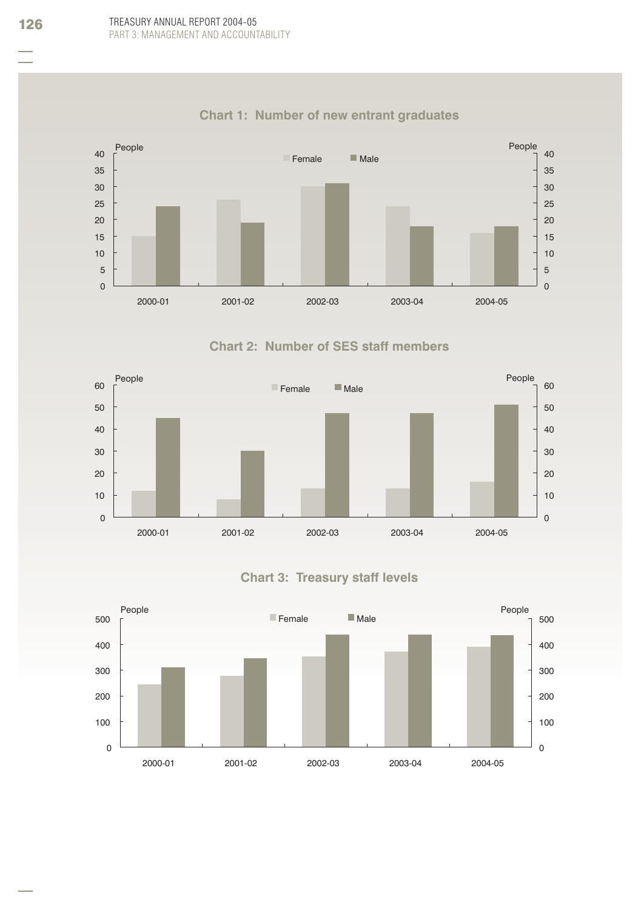### Chart 1: Number of new entrant graduates

People

Female | Male

40, 35, 30, 25, 20, 15, 10, 5, 0

2000-01 | 2001-02 | 2002-03 | 2003-04 | 2004-05

### Chart 2: Number of SES staff members

People

Female | Male

60, 50, 40, 30, 20, 10, 0

2000-01 | 2001-02 | 2002-03 | 2003-04 | 2004-05

### Chart 3: Treasury staff levels

People

Female | Male

500, 400, 300, 200, 100, 0

2000-01 | 2001-02 | 2002-03 | 2003-04 | 2004-05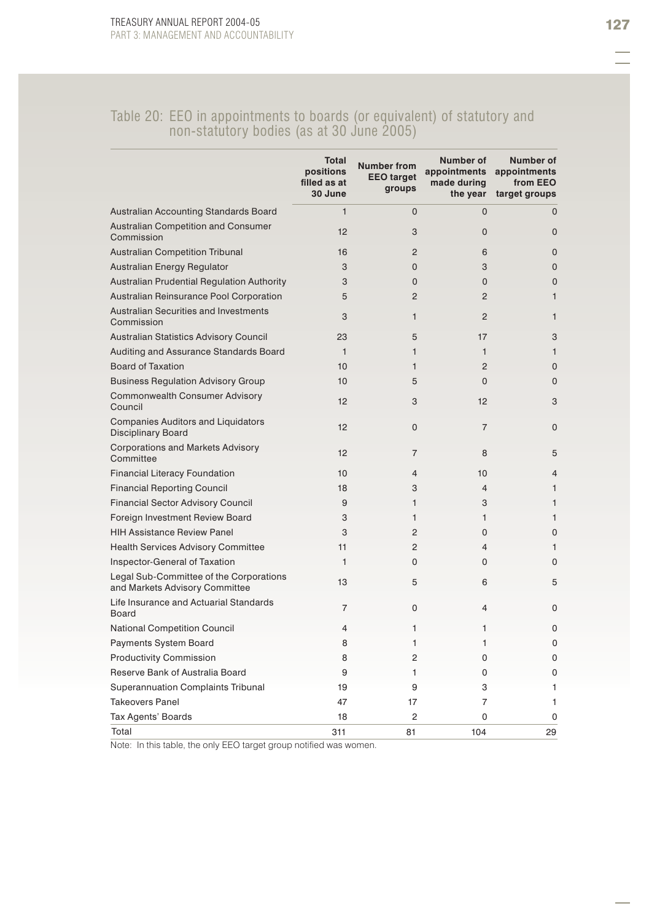### Table 20: EEO in appointments to boards (or equivalent) of statutory and non-statutory bodies (as at 30 June 2005)

| | Total positions filled as at 30 June | Number from EEO target groups | Number of appointments made during the year | Number of appointments from EEO target groups |
|---|---|---|---|---|
| Australian Accounting Standards Board | 1 | 0 | 0 | 0 |
| Australian Competition and Consumer Commission | 12 | 3 | 0 | 0 |
| Australian Competition Tribunal | 16 | 2 | 6 | 0 |
| Australian Energy Regulator | 3 | 0 | 3 | 0 |
| Australian Prudential Regulation Authority | 3 | 0 | 0 | 0 |
| Australian Reinsurance Pool Corporation | 5 | 2 | 2 | 1 |
| Australian Securities and Investments Commission | 3 | 1 | 2 | 1 |
| Australian Statistics Advisory Council | 23 | 5 | 17 | 3 |
| Auditing and Assurance Standards Board | 1 | 1 | 1 | 1 |
| Board of Taxation | 10 | 1 | 2 | 0 |
| Business Regulation Advisory Group | 10 | 5 | 0 | 0 |
| Commonwealth Consumer Advisory Council | 12 | 3 | 12 | 3 |
| Companies Auditors and Liquidators Disciplinary Board | 12 | 0 | 7 | 0 |
| Corporations and Markets Advisory Committee | 12 | 7 | 8 | 5 |
| Financial Literacy Foundation | 10 | 4 | 10 | 4 |
| Financial Reporting Council | 18 | 3 | 4 | 1 |
| Financial Sector Advisory Council | 9 | 1 | 3 | 1 |
| Foreign Investment Review Board | 3 | 1 | 1 | 1 |
| HIH Assistance Review Panel | 3 | 2 | 0 | 0 |
| Health Services Advisory Committee | 11 | 2 | 4 | 1 |
| Inspector-General of Taxation | 1 | 0 | 0 | 0 |
| Legal Sub-Committee of the Corporations and Markets Advisory Committee | 13 | 5 | 6 | 5 |
| Life Insurance and Actuarial Standards Board | 7 | 0 | 4 | 0 |
| National Competition Council | 4 | 1 | 1 | 0 |
| Payments System Board | 8 | 1 | 1 | 0 |
| Productivity Commission | 8 | 2 | 0 | 0 |
| Reserve Bank of Australia Board | 9 | 1 | 0 | 0 |
| Superannuation Complaints Tribunal | 19 | 9 | 3 | 1 |
| Takeovers Panel | 47 | 17 | 7 | 1 |
| Tax Agents' Boards | 18 | 2 | 0 | 0 |
| Total | 311 | 81 | 104 | 29 |

Note: In this table, the only EEO target group notified was women.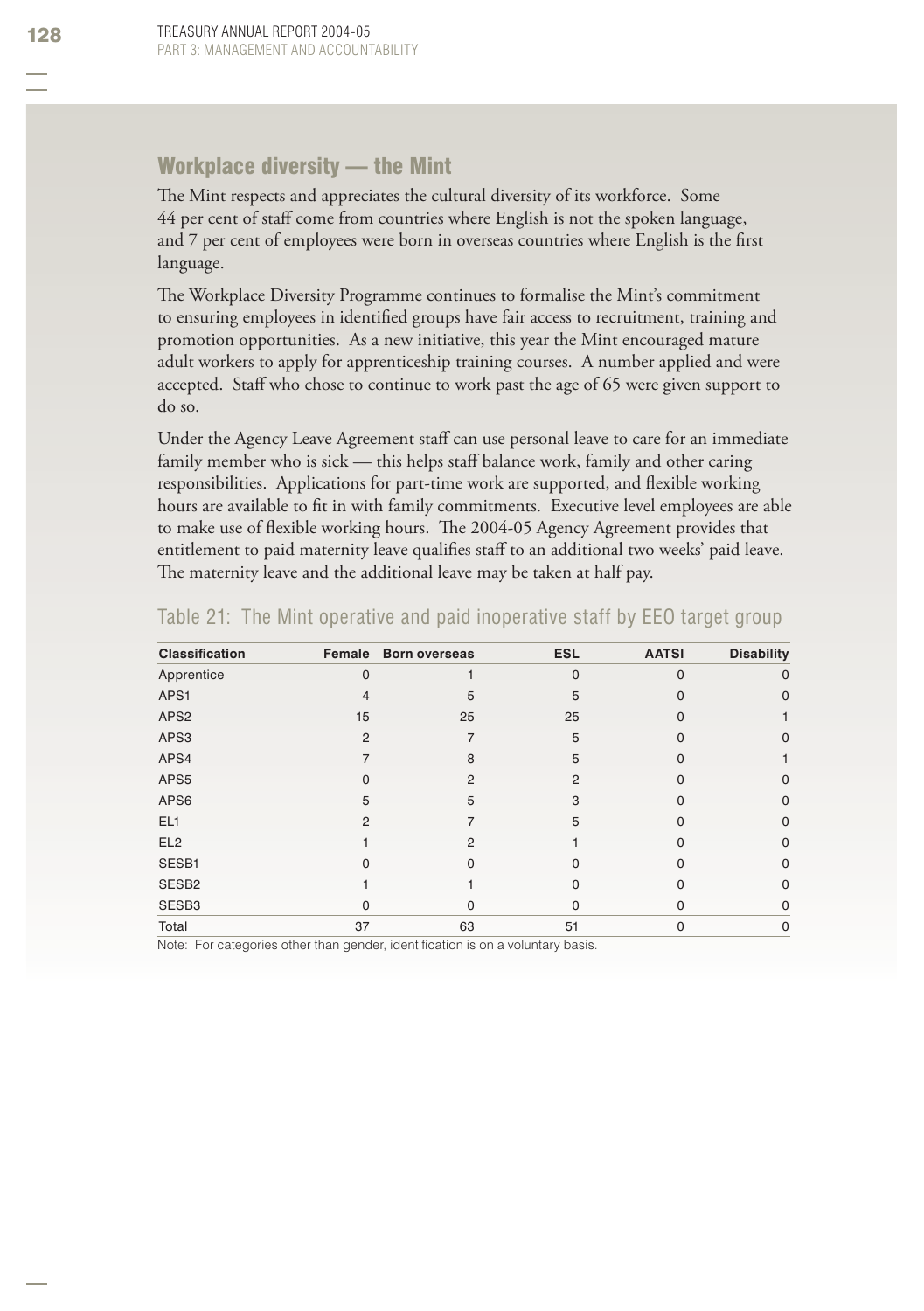## Workplace diversity — the Mint

The Mint respects and appreciates the cultural diversity of its workforce. Some 44 per cent of staff come from countries where English is not the spoken language, and 7 per cent of employees were born in overseas countries where English is the first language.

The Workplace Diversity Programme continues to formalise the Mint's commitment to ensuring employees in identified groups have fair access to recruitment, training and promotion opportunities. As a new initiative, this year the Mint encouraged mature adult workers to apply for apprenticeship training courses. A number applied and were accepted. Staff who chose to continue to work past the age of 65 were given support to do so.

Under the Agency Leave Agreement staff can use personal leave to care for an immediate family member who is sick — this helps staff balance work, family and other caring responsibilities. Applications for part-time work are supported, and flexible working hours are available to fit in with family commitments. Executive level employees are able to make use of flexible working hours. The 2004-05 Agency Agreement provides that entitlement to paid maternity leave qualifies staff to an additional two weeks' paid leave. The maternity leave and the additional leave may be taken at half pay.

### Table 21: The Mint operative and paid inoperative staff by EEO target group

| Classification | Female | Born overseas | ESL | AATSI | Disability |
|---|---|---|---|---|---|
| Apprentice | 0 | 1 | 0 | 0 | 0 |
| APS1 | 4 | 5 | 5 | 0 | 0 |
| APS2 | 15 | 25 | 25 | 0 | 1 |
| APS3 | 2 | 7 | 5 | 0 | 0 |
| APS4 | 7 | 8 | 5 | 0 | 1 |
| APS5 | 0 | 2 | 2 | 0 | 0 |
| APS6 | 5 | 5 | 3 | 0 | 0 |
| EL1 | 2 | 7 | 5 | 0 | 0 |
| EL2 | 1 | 2 | 1 | 0 | 0 |
| SESB1 | 0 | 0 | 0 | 0 | 0 |
| SESB2 | 1 | 1 | 0 | 0 | 0 |
| SESB3 | 0 | 0 | 0 | 0 | 0 |
| Total | 37 | 63 | 51 | 0 | 0 |

Note: For categories other than gender, identification is on a voluntary basis.